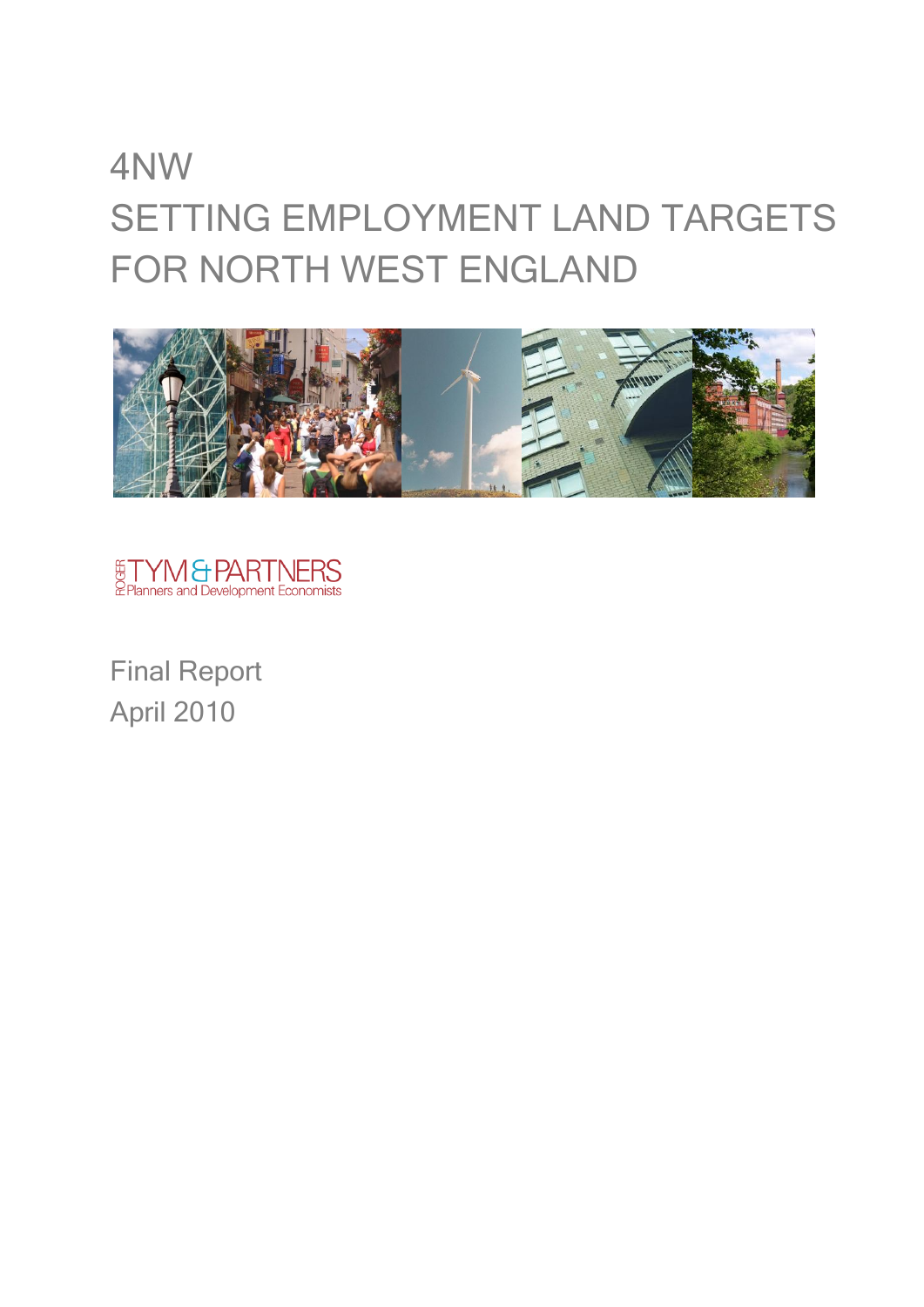# 4NW
# SETTING EMPLOYMENT LAND TARGETS FOR NORTH WEST ENGLAND

ROGER TYM & PARTNERS
Planners and Development Economists

Final Report
April 2010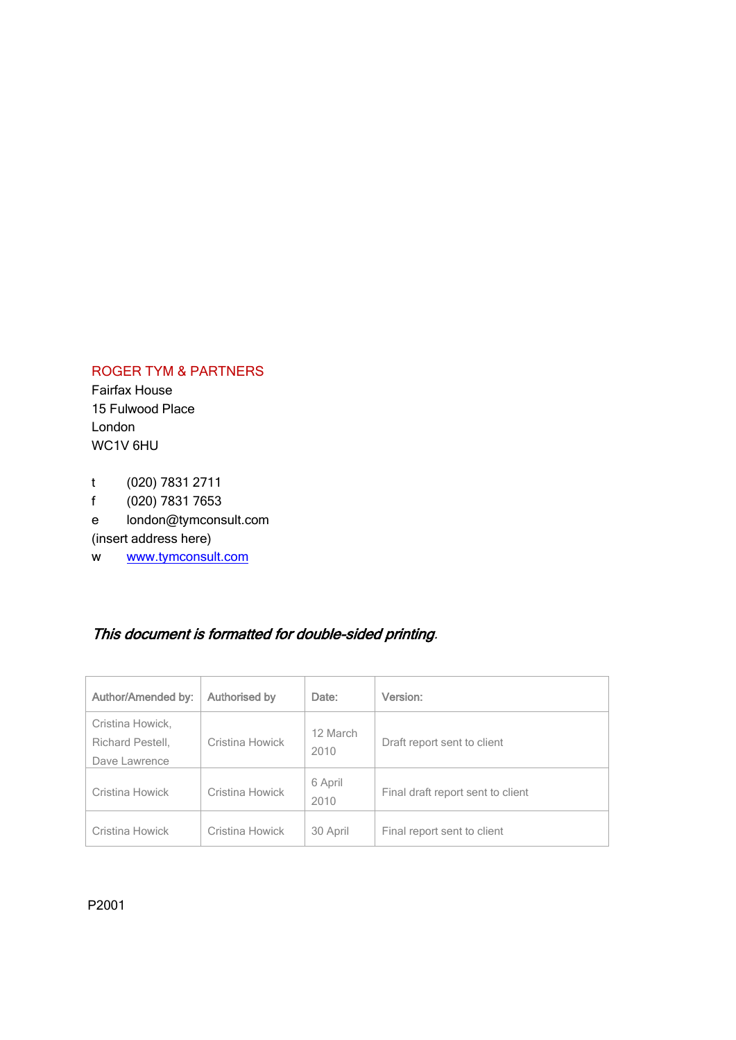ROGER TYM & PARTNERS
Fairfax House
15 Fulwood Place
London
WC1V 6HU

t (020) 7831 2711
f (020) 7831 7653
e london@tymconsult.com
(insert address here)
w www.tymconsult.com

***This document is formatted for double-sided printing.***

| Author/Amended by: | Authorised by | Date: | Version: |
|---|---|---|---|
| Cristina Howick, Richard Pestell, Dave Lawrence | Cristina Howick | 12 March 2010 | Draft report sent to client |
| Cristina Howick | Cristina Howick | 6 April 2010 | Final draft report sent to client |
| Cristina Howick | Cristina Howick | 30 April | Final report sent to client |

P2001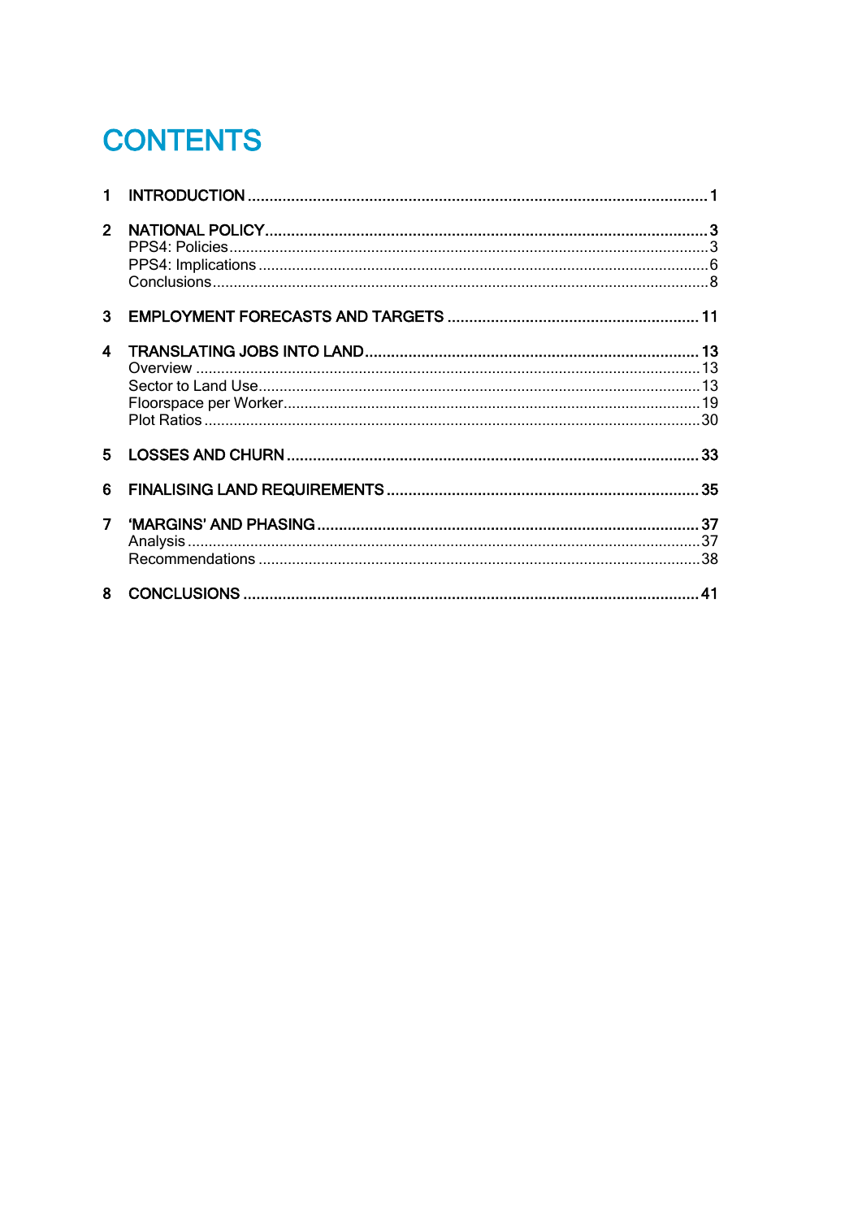# CONTENTS

**1 INTRODUCTION** ........................................................................ **1**

**2 NATIONAL POLICY** .................................................................... **3**
PPS4: Policies ................................................................................ 3
PPS4: Implications .......................................................................... 6
Conclusions .................................................................................... 8

**3 EMPLOYMENT FORECASTS AND TARGETS** ................................ **11**

**4 TRANSLATING JOBS INTO LAND** ................................................ **13**
Overview ........................................................................................ 13
Sector to Land Use ......................................................................... 13
Floorspace per Worker .................................................................... 19
Plot Ratios ..................................................................................... 30

**5 LOSSES AND CHURN** .................................................................. **33**

**6 FINALISING LAND REQUIREMENTS** ............................................. **35**

**7 'MARGINS' AND PHASING** ........................................................... **37**
Analysis ......................................................................................... 37
Recommendations ........................................................................... 38

**8 CONCLUSIONS** ........................................................................... **41**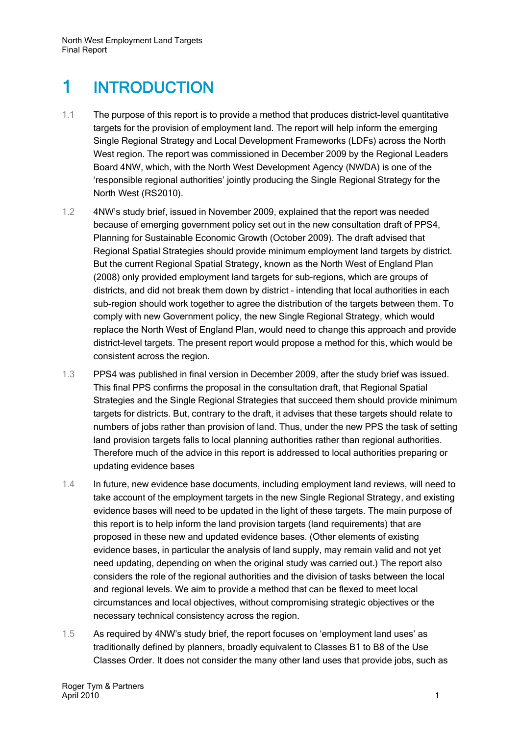# 1 INTRODUCTION

1.1 The purpose of this report is to provide a method that produces district-level quantitative targets for the provision of employment land. The report will help inform the emerging Single Regional Strategy and Local Development Frameworks (LDFs) across the North West region. The report was commissioned in December 2009 by the Regional Leaders Board 4NW, which, with the North West Development Agency (NWDA) is one of the 'responsible regional authorities' jointly producing the Single Regional Strategy for the North West (RS2010).

1.2 4NW's study brief, issued in November 2009, explained that the report was needed because of emerging government policy set out in the new consultation draft of PPS4, Planning for Sustainable Economic Growth (October 2009). The draft advised that Regional Spatial Strategies should provide minimum employment land targets by district. But the current Regional Spatial Strategy, known as the North West of England Plan (2008) only provided employment land targets for sub-regions, which are groups of districts, and did not break them down by district – intending that local authorities in each sub-region should work together to agree the distribution of the targets between them. To comply with new Government policy, the new Single Regional Strategy, which would replace the North West of England Plan, would need to change this approach and provide district-level targets. The present report would propose a method for this, which would be consistent across the region.

1.3 PPS4 was published in final version in December 2009, after the study brief was issued. This final PPS confirms the proposal in the consultation draft, that Regional Spatial Strategies and the Single Regional Strategies that succeed them should provide minimum targets for districts. But, contrary to the draft, it advises that these targets should relate to numbers of jobs rather than provision of land. Thus, under the new PPS the task of setting land provision targets falls to local planning authorities rather than regional authorities. Therefore much of the advice in this report is addressed to local authorities preparing or updating evidence bases

1.4 In future, new evidence base documents, including employment land reviews, will need to take account of the employment targets in the new Single Regional Strategy, and existing evidence bases will need to be updated in the light of these targets. The main purpose of this report is to help inform the land provision targets (land requirements) that are proposed in these new and updated evidence bases. (Other elements of existing evidence bases, in particular the analysis of land supply, may remain valid and not yet need updating, depending on when the original study was carried out.) The report also considers the role of the regional authorities and the division of tasks between the local and regional levels. We aim to provide a method that can be flexed to meet local circumstances and local objectives, without compromising strategic objectives or the necessary technical consistency across the region.

1.5 As required by 4NW's study brief, the report focuses on 'employment land uses' as traditionally defined by planners, broadly equivalent to Classes B1 to B8 of the Use Classes Order. It does not consider the many other land uses that provide jobs, such as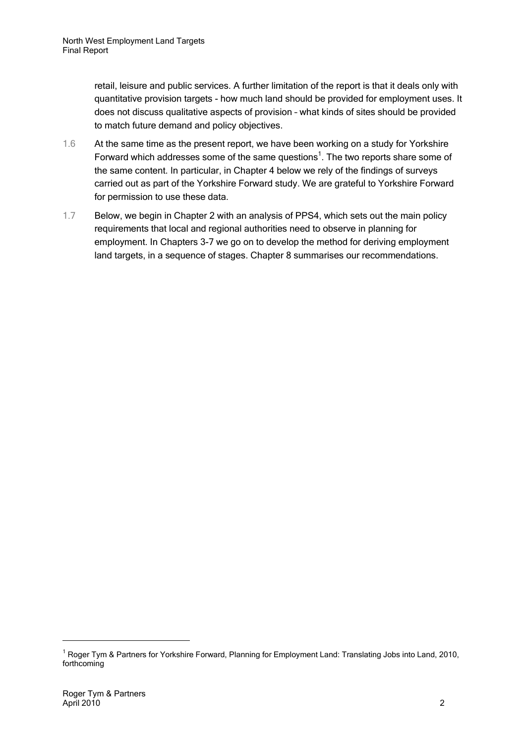retail, leisure and public services. A further limitation of the report is that it deals only with quantitative provision targets - how much land should be provided for employment uses. It does not discuss qualitative aspects of provision – what kinds of sites should be provided to match future demand and policy objectives.

1.6 At the same time as the present report, we have been working on a study for Yorkshire Forward which addresses some of the same questions[1]. The two reports share some of the same content. In particular, in Chapter 4 below we rely of the findings of surveys carried out as part of the Yorkshire Forward study. We are grateful to Yorkshire Forward for permission to use these data.

1.7 Below, we begin in Chapter 2 with an analysis of PPS4, which sets out the main policy requirements that local and regional authorities need to observe in planning for employment. In Chapters 3-7 we go on to develop the method for deriving employment land targets, in a sequence of stages. Chapter 8 summarises our recommendations.

[1] Roger Tym & Partners for Yorkshire Forward, Planning for Employment Land: Translating Jobs into Land, 2010, forthcoming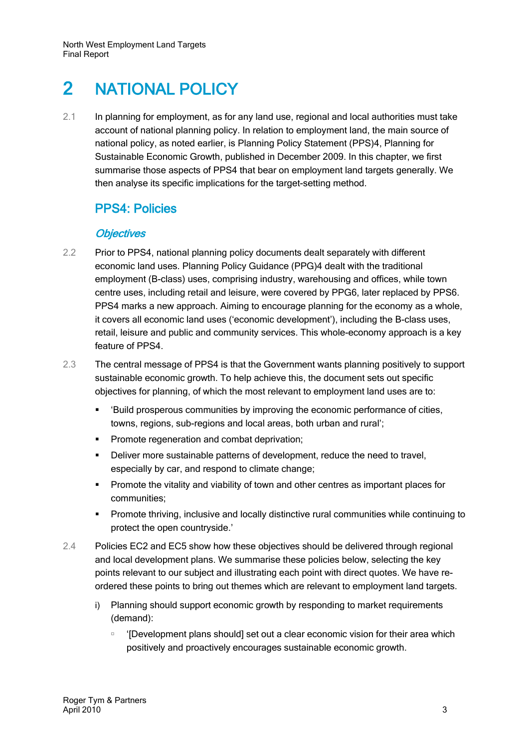# 2 NATIONAL POLICY

2.1 In planning for employment, as for any land use, regional and local authorities must take account of national planning policy. In relation to employment land, the main source of national policy, as noted earlier, is Planning Policy Statement (PPS)4, Planning for Sustainable Economic Growth, published in December 2009. In this chapter, we first summarise those aspects of PPS4 that bear on employment land targets generally. We then analyse its specific implications for the target-setting method.

## PPS4: Policies

### *Objectives*

2.2 Prior to PPS4, national planning policy documents dealt separately with different economic land uses. Planning Policy Guidance (PPG)4 dealt with the traditional employment (B-class) uses, comprising industry, warehousing and offices, while town centre uses, including retail and leisure, were covered by PPG6, later replaced by PPS6. PPS4 marks a new approach. Aiming to encourage planning for the economy as a whole, it covers all economic land uses ('economic development'), including the B-class uses, retail, leisure and public and community services. This whole-economy approach is a key feature of PPS4.

2.3 The central message of PPS4 is that the Government wants planning positively to support sustainable economic growth. To help achieve this, the document sets out specific objectives for planning, of which the most relevant to employment land uses are to:

- 'Build prosperous communities by improving the economic performance of cities, towns, regions, sub-regions and local areas, both urban and rural';
- Promote regeneration and combat deprivation;
- Deliver more sustainable patterns of development, reduce the need to travel, especially by car, and respond to climate change;
- Promote the vitality and viability of town and other centres as important places for communities;
- Promote thriving, inclusive and locally distinctive rural communities while continuing to protect the open countryside.'

2.4 Policies EC2 and EC5 show how these objectives should be delivered through regional and local development plans. We summarise these policies below, selecting the key points relevant to our subject and illustrating each point with direct quotes. We have re-ordered these points to bring out themes which are relevant to employment land targets.

i) Planning should support economic growth by responding to market requirements (demand):

   - '[Development plans should] set out a clear economic vision for their area which positively and proactively encourages sustainable economic growth.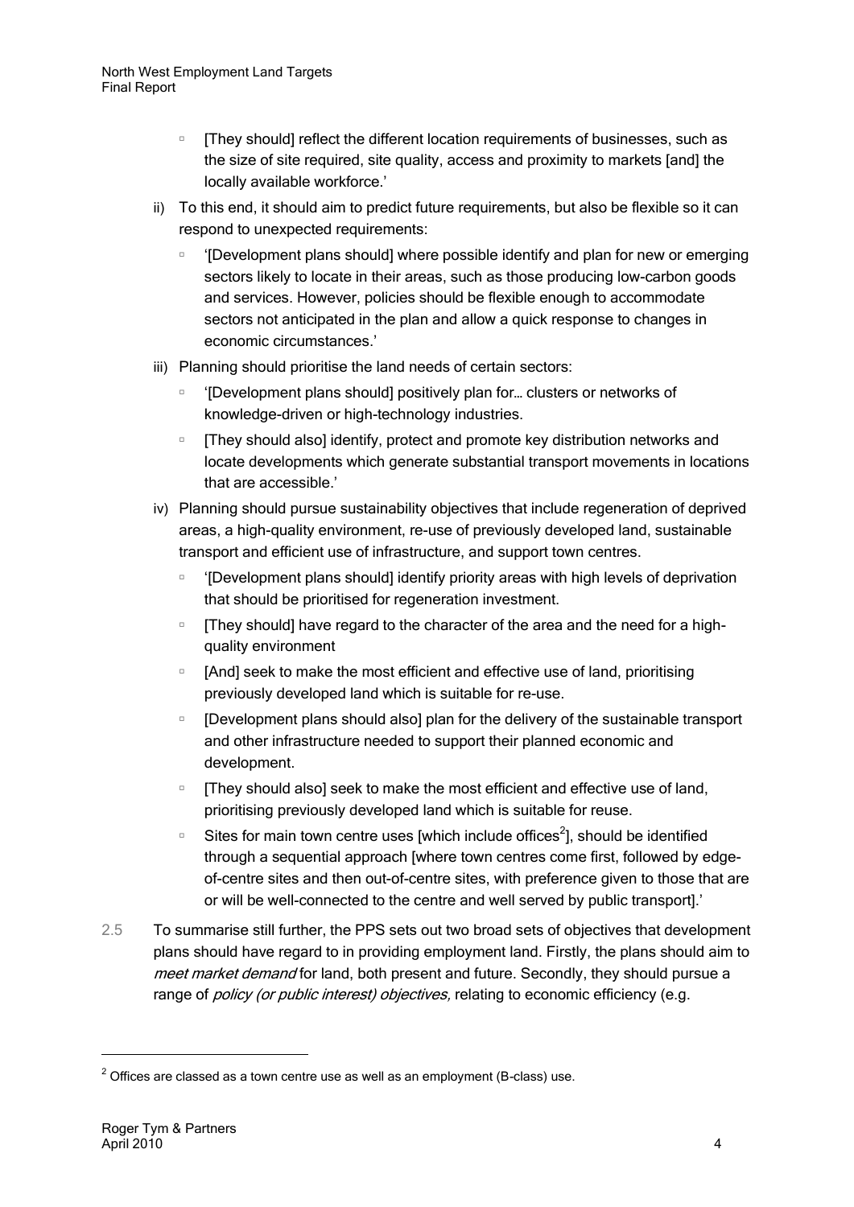- [They should] reflect the different location requirements of businesses, such as the size of site required, site quality, access and proximity to markets [and] the locally available workforce.'

ii) To this end, it should aim to predict future requirements, but also be flexible so it can respond to unexpected requirements:

  - '[Development plans should] where possible identify and plan for new or emerging sectors likely to locate in their areas, such as those producing low-carbon goods and services. However, policies should be flexible enough to accommodate sectors not anticipated in the plan and allow a quick response to changes in economic circumstances.'

iii) Planning should prioritise the land needs of certain sectors:

  - '[Development plans should] positively plan for… clusters or networks of knowledge-driven or high-technology industries.
  - [They should also] identify, protect and promote key distribution networks and locate developments which generate substantial transport movements in locations that are accessible.'

iv) Planning should pursue sustainability objectives that include regeneration of deprived areas, a high-quality environment, re-use of previously developed land, sustainable transport and efficient use of infrastructure, and support town centres.

  - '[Development plans should] identify priority areas with high levels of deprivation that should be prioritised for regeneration investment.
  - [They should] have regard to the character of the area and the need for a high-quality environment
  - [And] seek to make the most efficient and effective use of land, prioritising previously developed land which is suitable for re-use.
  - [Development plans should also] plan for the delivery of the sustainable transport and other infrastructure needed to support their planned economic and development.
  - [They should also] seek to make the most efficient and effective use of land, prioritising previously developed land which is suitable for reuse.
  - Sites for main town centre uses [which include offices[2]], should be identified through a sequential approach [where town centres come first, followed by edge-of-centre sites and then out-of-centre sites, with preference given to those that are or will be well-connected to the centre and well served by public transport].'

2.5 To summarise still further, the PPS sets out two broad sets of objectives that development plans should have regard to in providing employment land. Firstly, the plans should aim to *meet market demand* for land, both present and future. Secondly, they should pursue a range of *policy (or public interest) objectives,* relating to economic efficiency (e.g.

[2] Offices are classed as a town centre use as well as an employment (B-class) use.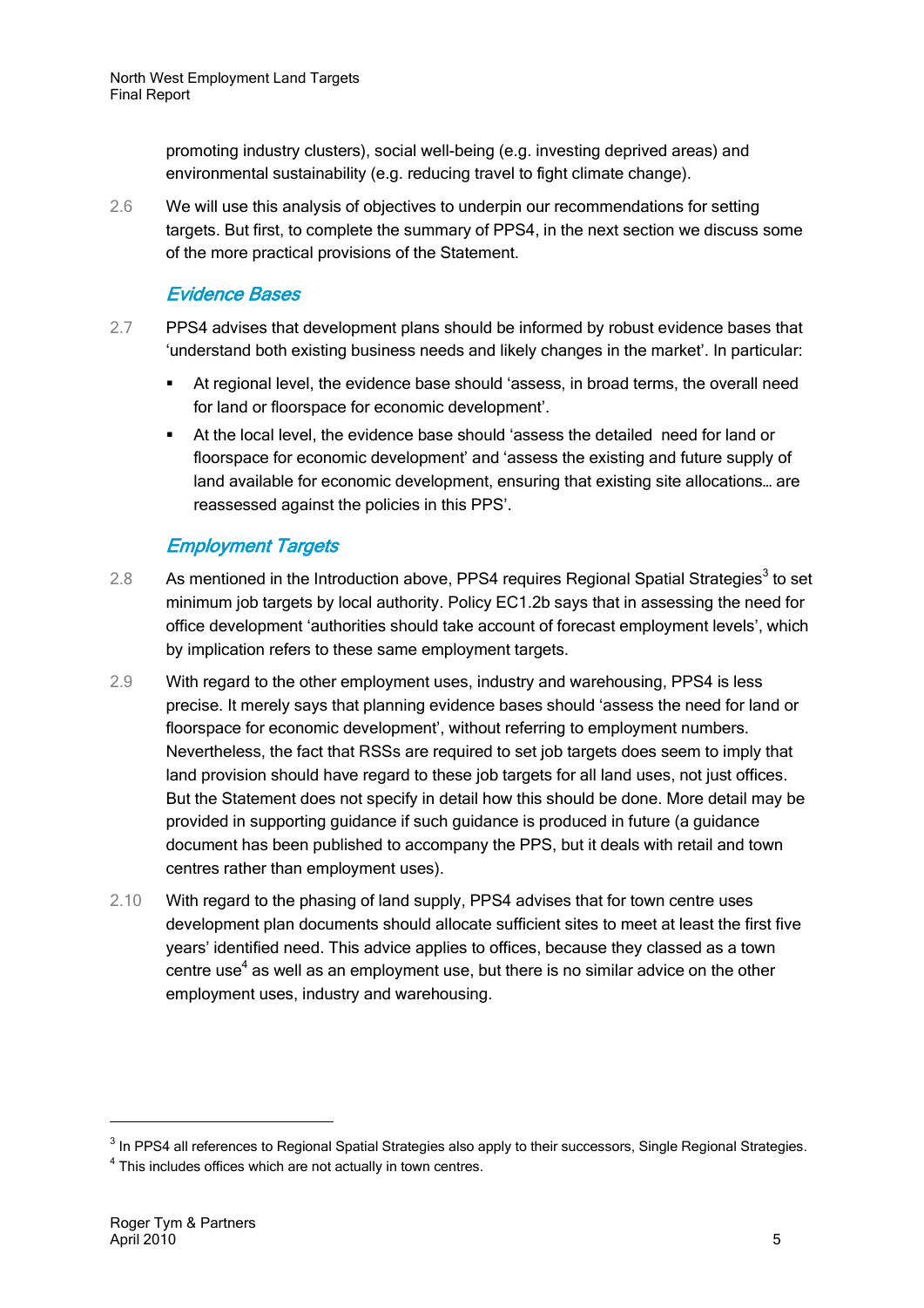promoting industry clusters), social well-being (e.g. investing deprived areas) and environmental sustainability (e.g. reducing travel to fight climate change).

2.6 We will use this analysis of objectives to underpin our recommendations for setting targets. But first, to complete the summary of PPS4, in the next section we discuss some of the more practical provisions of the Statement.

### *Evidence Bases*

2.7 PPS4 advises that development plans should be informed by robust evidence bases that 'understand both existing business needs and likely changes in the market'. In particular:

- At regional level, the evidence base should 'assess, in broad terms, the overall need for land or floorspace for economic development'.
- At the local level, the evidence base should 'assess the detailed need for land or floorspace for economic development' and 'assess the existing and future supply of land available for economic development, ensuring that existing site allocations… are reassessed against the policies in this PPS'.

### *Employment Targets*

2.8 As mentioned in the Introduction above, PPS4 requires Regional Spatial Strategies[3] to set minimum job targets by local authority. Policy EC1.2b says that in assessing the need for office development 'authorities should take account of forecast employment levels', which by implication refers to these same employment targets.

2.9 With regard to the other employment uses, industry and warehousing, PPS4 is less precise. It merely says that planning evidence bases should 'assess the need for land or floorspace for economic development', without referring to employment numbers. Nevertheless, the fact that RSSs are required to set job targets does seem to imply that land provision should have regard to these job targets for all land uses, not just offices. But the Statement does not specify in detail how this should be done. More detail may be provided in supporting guidance if such guidance is produced in future (a guidance document has been published to accompany the PPS, but it deals with retail and town centres rather than employment uses).

2.10 With regard to the phasing of land supply, PPS4 advises that for town centre uses development plan documents should allocate sufficient sites to meet at least the first five years' identified need. This advice applies to offices, because they classed as a town centre use[4] as well as an employment use, but there is no similar advice on the other employment uses, industry and warehousing.

---

[3] In PPS4 all references to Regional Spatial Strategies also apply to their successors, Single Regional Strategies.

[4] This includes offices which are not actually in town centres.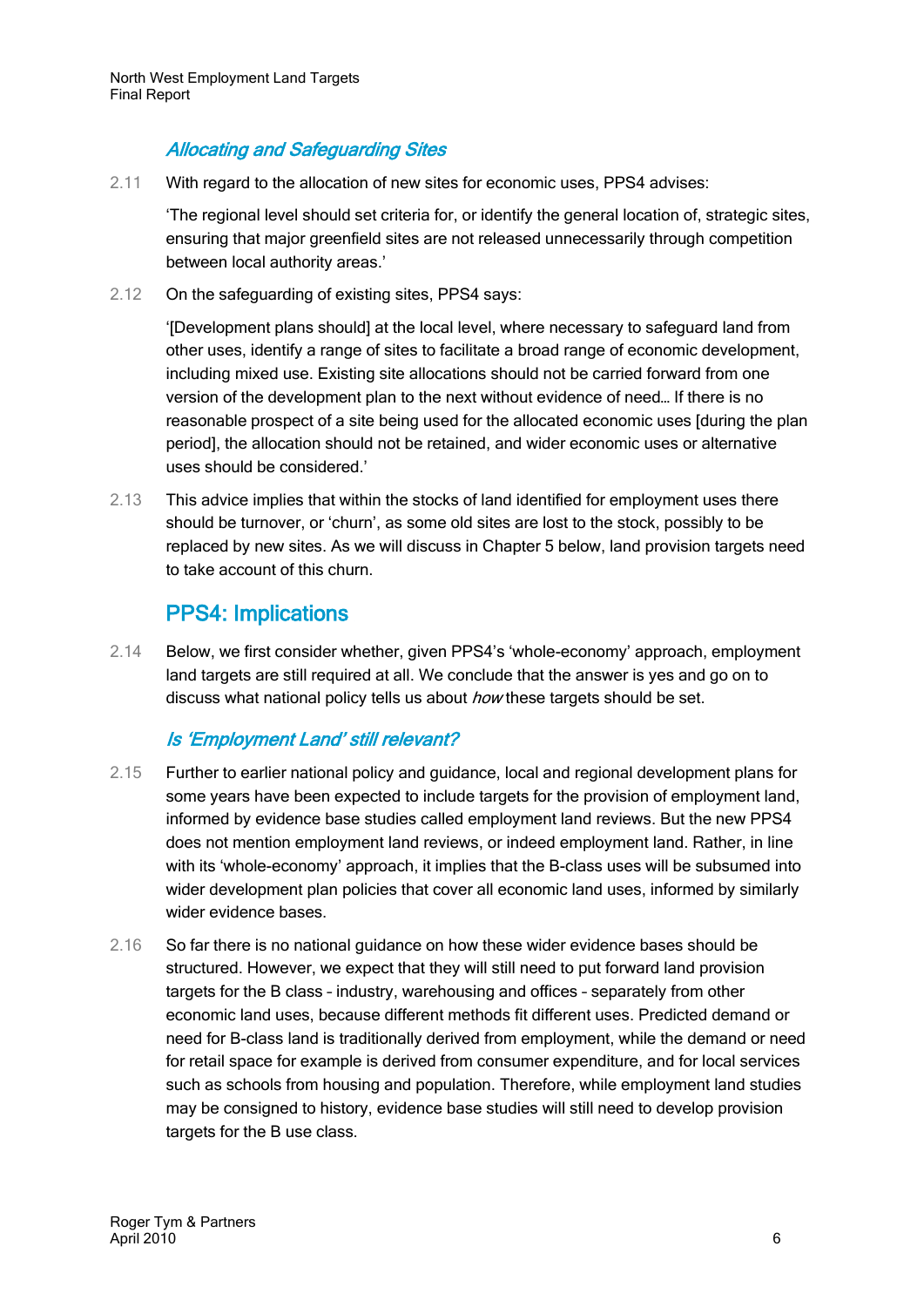### *Allocating and Safeguarding Sites*

2.11 With regard to the allocation of new sites for economic uses, PPS4 advises:

> 'The regional level should set criteria for, or identify the general location of, strategic sites, ensuring that major greenfield sites are not released unnecessarily through competition between local authority areas.'

2.12 On the safeguarding of existing sites, PPS4 says:

> '[Development plans should] at the local level, where necessary to safeguard land from other uses, identify a range of sites to facilitate a broad range of economic development, including mixed use. Existing site allocations should not be carried forward from one version of the development plan to the next without evidence of need… If there is no reasonable prospect of a site being used for the allocated economic uses [during the plan period], the allocation should not be retained, and wider economic uses or alternative uses should be considered.'

2.13 This advice implies that within the stocks of land identified for employment uses there should be turnover, or 'churn', as some old sites are lost to the stock, possibly to be replaced by new sites. As we will discuss in Chapter 5 below, land provision targets need to take account of this churn.

## PPS4: Implications

2.14 Below, we first consider whether, given PPS4's 'whole-economy' approach, employment land targets are still required at all. We conclude that the answer is yes and go on to discuss what national policy tells us about *how* these targets should be set.

### *Is 'Employment Land' still relevant?*

2.15 Further to earlier national policy and guidance, local and regional development plans for some years have been expected to include targets for the provision of employment land, informed by evidence base studies called employment land reviews. But the new PPS4 does not mention employment land reviews, or indeed employment land. Rather, in line with its 'whole-economy' approach, it implies that the B-class uses will be subsumed into wider development plan policies that cover all economic land uses, informed by similarly wider evidence bases.

2.16 So far there is no national guidance on how these wider evidence bases should be structured. However, we expect that they will still need to put forward land provision targets for the B class – industry, warehousing and offices – separately from other economic land uses, because different methods fit different uses. Predicted demand or need for B-class land is traditionally derived from employment, while the demand or need for retail space for example is derived from consumer expenditure, and for local services such as schools from housing and population. Therefore, while employment land studies may be consigned to history, evidence base studies will still need to develop provision targets for the B use class.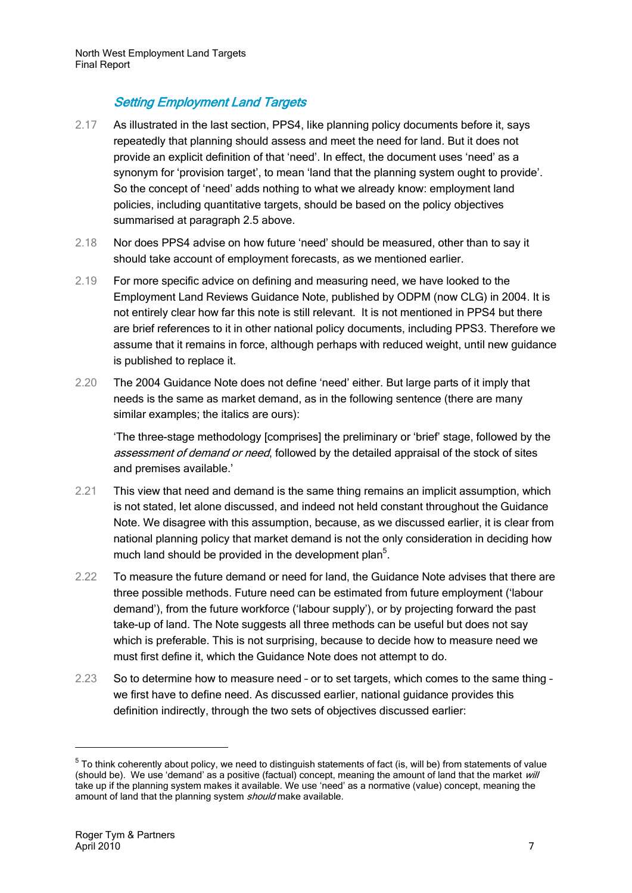### *Setting Employment Land Targets*

2.17 As illustrated in the last section, PPS4, like planning policy documents before it, says repeatedly that planning should assess and meet the need for land. But it does not provide an explicit definition of that 'need'. In effect, the document uses 'need' as a synonym for 'provision target', to mean 'land that the planning system ought to provide'. So the concept of 'need' adds nothing to what we already know: employment land policies, including quantitative targets, should be based on the policy objectives summarised at paragraph 2.5 above.

2.18 Nor does PPS4 advise on how future 'need' should be measured, other than to say it should take account of employment forecasts, as we mentioned earlier.

2.19 For more specific advice on defining and measuring need, we have looked to the Employment Land Reviews Guidance Note, published by ODPM (now CLG) in 2004. It is not entirely clear how far this note is still relevant. It is not mentioned in PPS4 but there are brief references to it in other national policy documents, including PPS3. Therefore we assume that it remains in force, although perhaps with reduced weight, until new guidance is published to replace it.

2.20 The 2004 Guidance Note does not define 'need' either. But large parts of it imply that needs is the same as market demand, as in the following sentence (there are many similar examples; the italics are ours):

> 'The three-stage methodology [comprises] the preliminary or 'brief' stage, followed by the *assessment of demand or need*, followed by the detailed appraisal of the stock of sites and premises available.'

2.21 This view that need and demand is the same thing remains an implicit assumption, which is not stated, let alone discussed, and indeed not held constant throughout the Guidance Note. We disagree with this assumption, because, as we discussed earlier, it is clear from national planning policy that market demand is not the only consideration in deciding how much land should be provided in the development plan[5].

2.22 To measure the future demand or need for land, the Guidance Note advises that there are three possible methods. Future need can be estimated from future employment ('labour demand'), from the future workforce ('labour supply'), or by projecting forward the past take-up of land. The Note suggests all three methods can be useful but does not say which is preferable. This is not surprising, because to decide how to measure need we must first define it, which the Guidance Note does not attempt to do.

2.23 So to determine how to measure need – or to set targets, which comes to the same thing – we first have to define need. As discussed earlier, national guidance provides this definition indirectly, through the two sets of objectives discussed earlier:

---

[5] To think coherently about policy, we need to distinguish statements of fact (is, will be) from statements of value (should be). We use 'demand' as a positive (factual) concept, meaning the amount of land that the market *will* take up if the planning system makes it available. We use 'need' as a normative (value) concept, meaning the amount of land that the planning system *should* make available.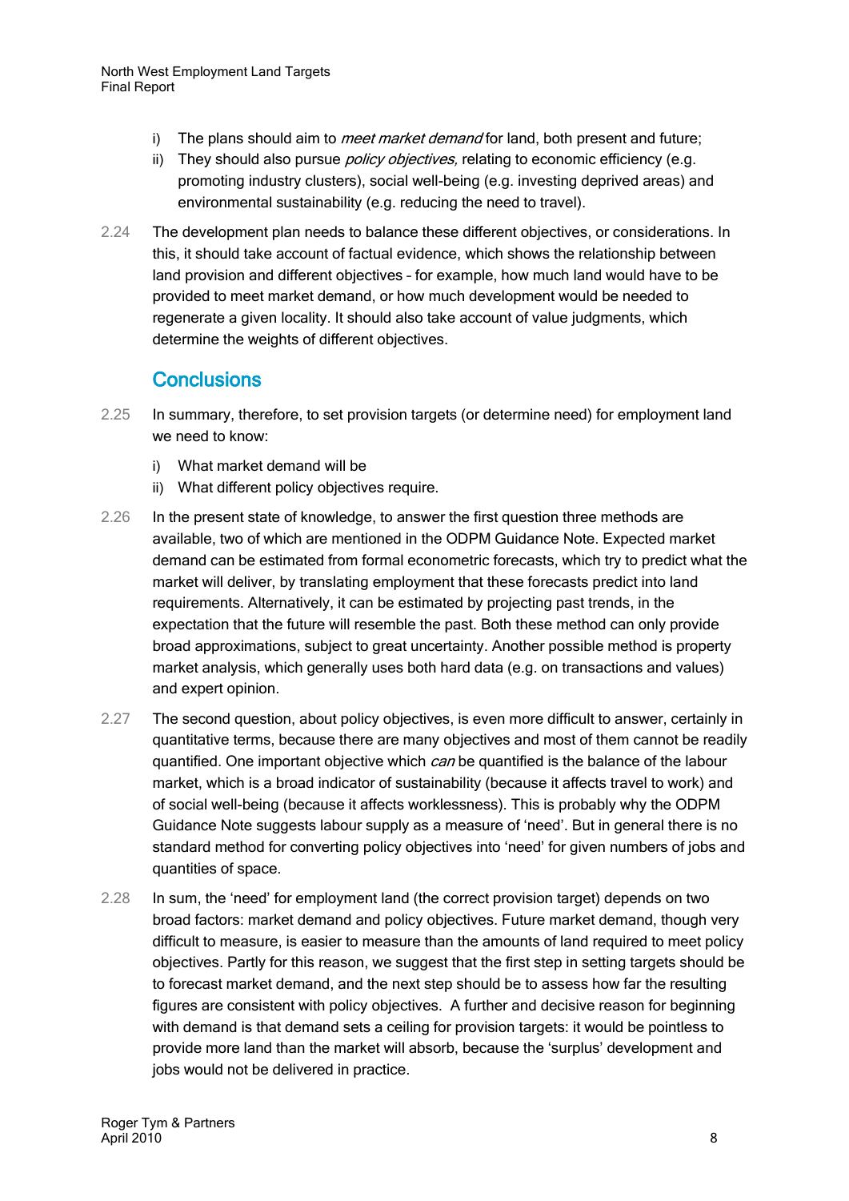i) The plans should aim to *meet market demand* for land, both present and future;

ii) They should also pursue *policy objectives,* relating to economic efficiency (e.g. promoting industry clusters), social well-being (e.g. investing deprived areas) and environmental sustainability (e.g. reducing the need to travel).

2.24 The development plan needs to balance these different objectives, or considerations. In this, it should take account of factual evidence, which shows the relationship between land provision and different objectives – for example, how much land would have to be provided to meet market demand, or how much development would be needed to regenerate a given locality. It should also take account of value judgments, which determine the weights of different objectives.

## Conclusions

2.25 In summary, therefore, to set provision targets (or determine need) for employment land we need to know:

i) What market demand will be

ii) What different policy objectives require.

2.26 In the present state of knowledge, to answer the first question three methods are available, two of which are mentioned in the ODPM Guidance Note. Expected market demand can be estimated from formal econometric forecasts, which try to predict what the market will deliver, by translating employment that these forecasts predict into land requirements. Alternatively, it can be estimated by projecting past trends, in the expectation that the future will resemble the past. Both these method can only provide broad approximations, subject to great uncertainty. Another possible method is property market analysis, which generally uses both hard data (e.g. on transactions and values) and expert opinion.

2.27 The second question, about policy objectives, is even more difficult to answer, certainly in quantitative terms, because there are many objectives and most of them cannot be readily quantified. One important objective which *can* be quantified is the balance of the labour market, which is a broad indicator of sustainability (because it affects travel to work) and of social well-being (because it affects worklessness). This is probably why the ODPM Guidance Note suggests labour supply as a measure of 'need'. But in general there is no standard method for converting policy objectives into 'need' for given numbers of jobs and quantities of space.

2.28 In sum, the 'need' for employment land (the correct provision target) depends on two broad factors: market demand and policy objectives. Future market demand, though very difficult to measure, is easier to measure than the amounts of land required to meet policy objectives. Partly for this reason, we suggest that the first step in setting targets should be to forecast market demand, and the next step should be to assess how far the resulting figures are consistent with policy objectives. A further and decisive reason for beginning with demand is that demand sets a ceiling for provision targets: it would be pointless to provide more land than the market will absorb, because the 'surplus' development and jobs would not be delivered in practice.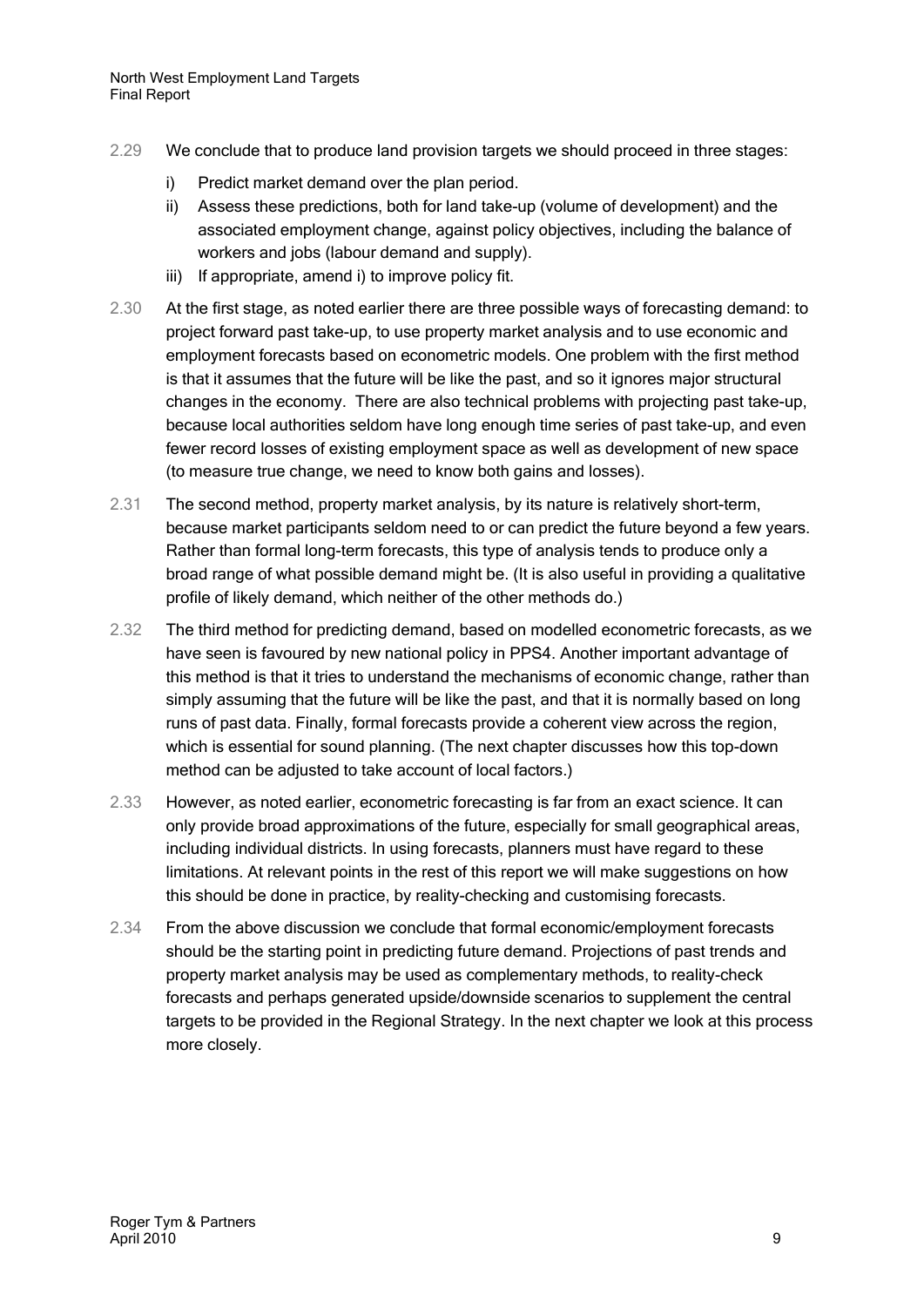2.29 We conclude that to produce land provision targets we should proceed in three stages:

i) Predict market demand over the plan period.

ii) Assess these predictions, both for land take-up (volume of development) and the associated employment change, against policy objectives, including the balance of workers and jobs (labour demand and supply).

iii) If appropriate, amend i) to improve policy fit.

2.30 At the first stage, as noted earlier there are three possible ways of forecasting demand: to project forward past take-up, to use property market analysis and to use economic and employment forecasts based on econometric models. One problem with the first method is that it assumes that the future will be like the past, and so it ignores major structural changes in the economy. There are also technical problems with projecting past take-up, because local authorities seldom have long enough time series of past take-up, and even fewer record losses of existing employment space as well as development of new space (to measure true change, we need to know both gains and losses).

2.31 The second method, property market analysis, by its nature is relatively short-term, because market participants seldom need to or can predict the future beyond a few years. Rather than formal long-term forecasts, this type of analysis tends to produce only a broad range of what possible demand might be. (It is also useful in providing a qualitative profile of likely demand, which neither of the other methods do.)

2.32 The third method for predicting demand, based on modelled econometric forecasts, as we have seen is favoured by new national policy in PPS4. Another important advantage of this method is that it tries to understand the mechanisms of economic change, rather than simply assuming that the future will be like the past, and that it is normally based on long runs of past data. Finally, formal forecasts provide a coherent view across the region, which is essential for sound planning. (The next chapter discusses how this top-down method can be adjusted to take account of local factors.)

2.33 However, as noted earlier, econometric forecasting is far from an exact science. It can only provide broad approximations of the future, especially for small geographical areas, including individual districts. In using forecasts, planners must have regard to these limitations. At relevant points in the rest of this report we will make suggestions on how this should be done in practice, by reality-checking and customising forecasts.

2.34 From the above discussion we conclude that formal economic/employment forecasts should be the starting point in predicting future demand. Projections of past trends and property market analysis may be used as complementary methods, to reality-check forecasts and perhaps generated upside/downside scenarios to supplement the central targets to be provided in the Regional Strategy. In the next chapter we look at this process more closely.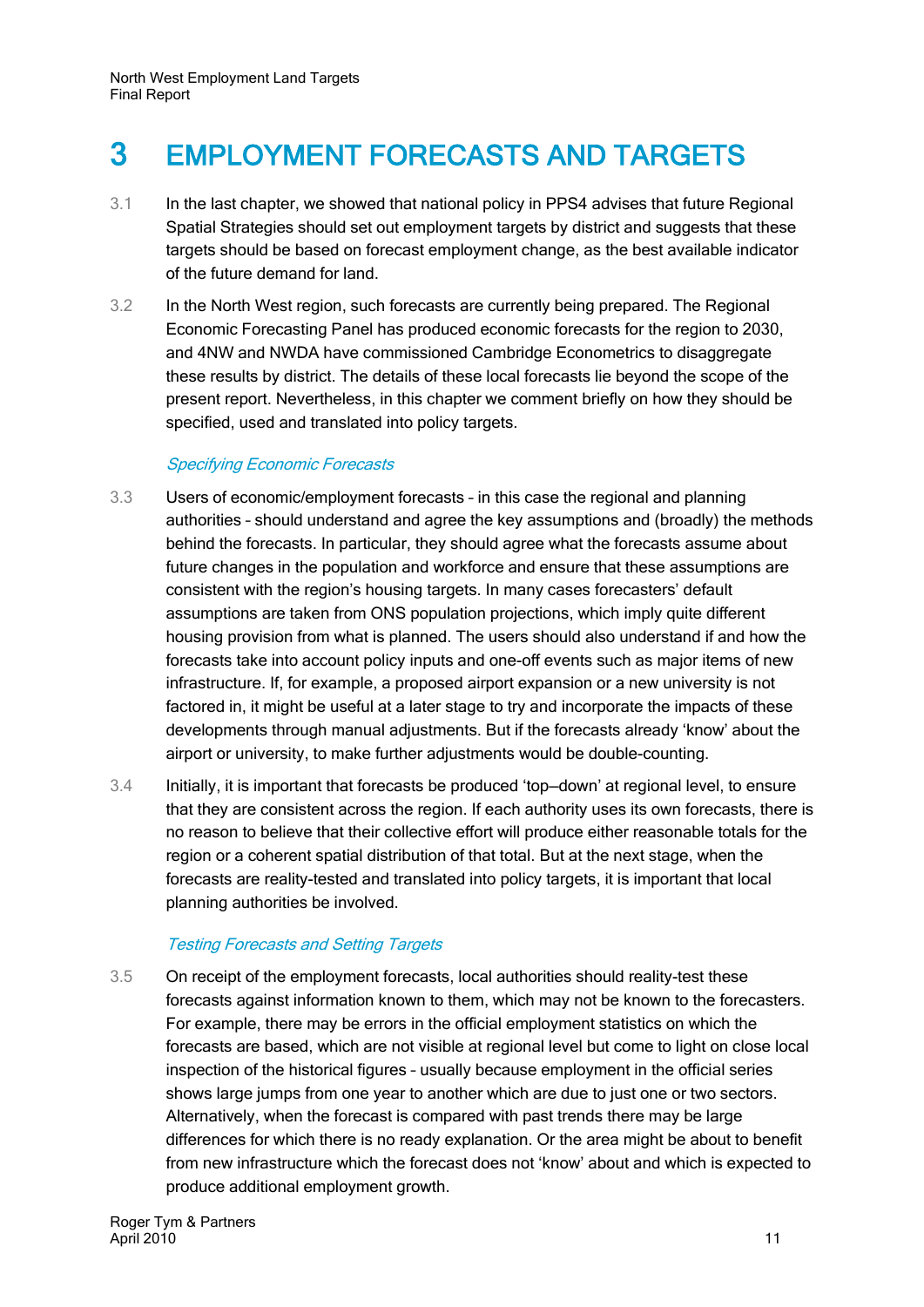# 3 EMPLOYMENT FORECASTS AND TARGETS

3.1 In the last chapter, we showed that national policy in PPS4 advises that future Regional Spatial Strategies should set out employment targets by district and suggests that these targets should be based on forecast employment change, as the best available indicator of the future demand for land.

3.2 In the North West region, such forecasts are currently being prepared. The Regional Economic Forecasting Panel has produced economic forecasts for the region to 2030, and 4NW and NWDA have commissioned Cambridge Econometrics to disaggregate these results by district. The details of these local forecasts lie beyond the scope of the present report. Nevertheless, in this chapter we comment briefly on how they should be specified, used and translated into policy targets.

### *Specifying Economic Forecasts*

3.3 Users of economic/employment forecasts – in this case the regional and planning authorities – should understand and agree the key assumptions and (broadly) the methods behind the forecasts. In particular, they should agree what the forecasts assume about future changes in the population and workforce and ensure that these assumptions are consistent with the region's housing targets. In many cases forecasters' default assumptions are taken from ONS population projections, which imply quite different housing provision from what is planned. The users should also understand if and how the forecasts take into account policy inputs and one-off events such as major items of new infrastructure. If, for example, a proposed airport expansion or a new university is not factored in, it might be useful at a later stage to try and incorporate the impacts of these developments through manual adjustments. But if the forecasts already 'know' about the airport or university, to make further adjustments would be double-counting.

3.4 Initially, it is important that forecasts be produced 'top—down' at regional level, to ensure that they are consistent across the region. If each authority uses its own forecasts, there is no reason to believe that their collective effort will produce either reasonable totals for the region or a coherent spatial distribution of that total. But at the next stage, when the forecasts are reality-tested and translated into policy targets, it is important that local planning authorities be involved.

### *Testing Forecasts and Setting Targets*

3.5 On receipt of the employment forecasts, local authorities should reality-test these forecasts against information known to them, which may not be known to the forecasters. For example, there may be errors in the official employment statistics on which the forecasts are based, which are not visible at regional level but come to light on close local inspection of the historical figures – usually because employment in the official series shows large jumps from one year to another which are due to just one or two sectors. Alternatively, when the forecast is compared with past trends there may be large differences for which there is no ready explanation. Or the area might be about to benefit from new infrastructure which the forecast does not 'know' about and which is expected to produce additional employment growth.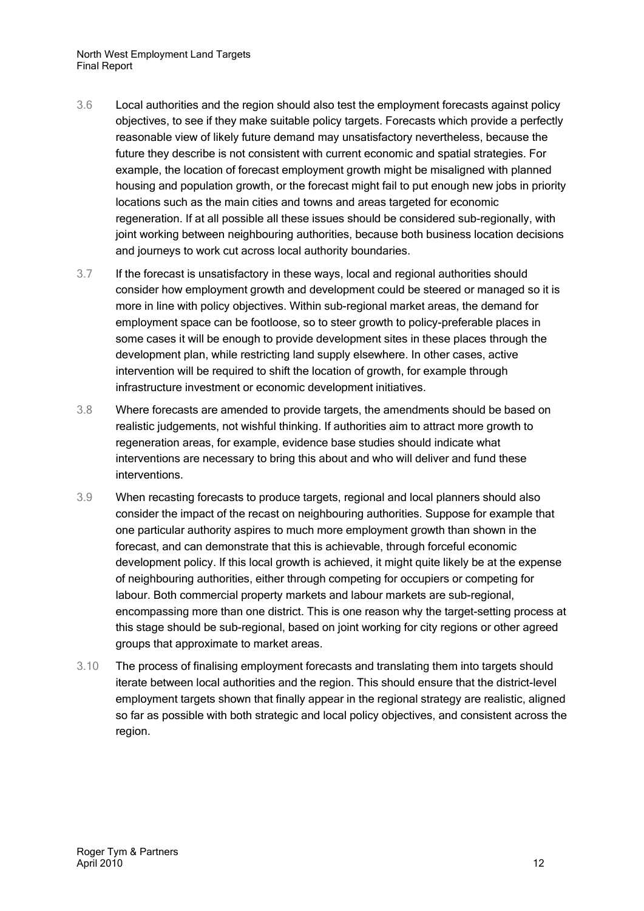3.6 Local authorities and the region should also test the employment forecasts against policy objectives, to see if they make suitable policy targets. Forecasts which provide a perfectly reasonable view of likely future demand may unsatisfactory nevertheless, because the future they describe is not consistent with current economic and spatial strategies. For example, the location of forecast employment growth might be misaligned with planned housing and population growth, or the forecast might fail to put enough new jobs in priority locations such as the main cities and towns and areas targeted for economic regeneration. If at all possible all these issues should be considered sub-regionally, with joint working between neighbouring authorities, because both business location decisions and journeys to work cut across local authority boundaries.

3.7 If the forecast is unsatisfactory in these ways, local and regional authorities should consider how employment growth and development could be steered or managed so it is more in line with policy objectives. Within sub-regional market areas, the demand for employment space can be footloose, so to steer growth to policy-preferable places in some cases it will be enough to provide development sites in these places through the development plan, while restricting land supply elsewhere. In other cases, active intervention will be required to shift the location of growth, for example through infrastructure investment or economic development initiatives.

3.8 Where forecasts are amended to provide targets, the amendments should be based on realistic judgements, not wishful thinking. If authorities aim to attract more growth to regeneration areas, for example, evidence base studies should indicate what interventions are necessary to bring this about and who will deliver and fund these interventions.

3.9 When recasting forecasts to produce targets, regional and local planners should also consider the impact of the recast on neighbouring authorities. Suppose for example that one particular authority aspires to much more employment growth than shown in the forecast, and can demonstrate that this is achievable, through forceful economic development policy. If this local growth is achieved, it might quite likely be at the expense of neighbouring authorities, either through competing for occupiers or competing for labour. Both commercial property markets and labour markets are sub-regional, encompassing more than one district. This is one reason why the target-setting process at this stage should be sub-regional, based on joint working for city regions or other agreed groups that approximate to market areas.

3.10 The process of finalising employment forecasts and translating them into targets should iterate between local authorities and the region. This should ensure that the district-level employment targets shown that finally appear in the regional strategy are realistic, aligned so far as possible with both strategic and local policy objectives, and consistent across the region.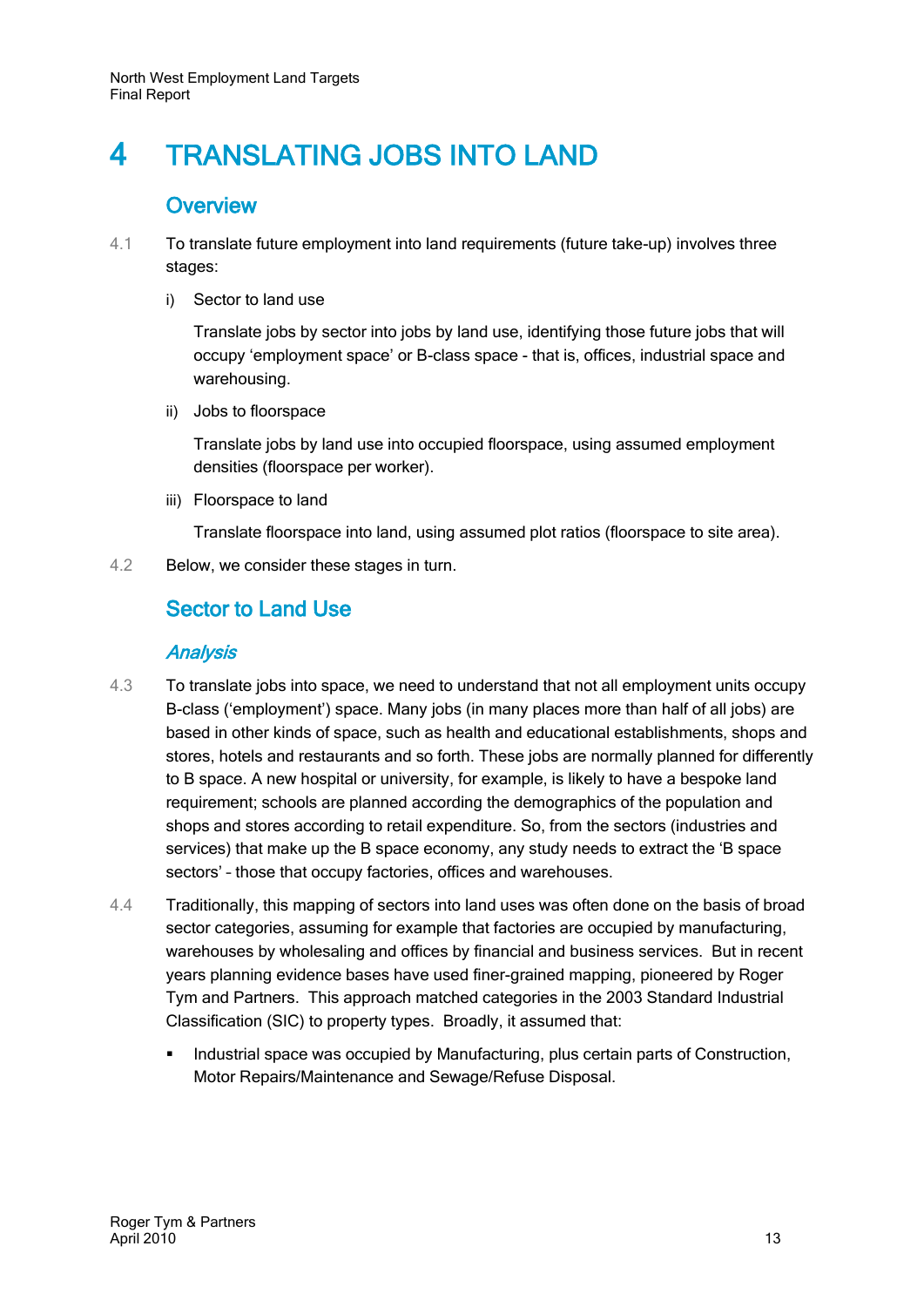# 4 TRANSLATING JOBS INTO LAND

## Overview

4.1 To translate future employment into land requirements (future take-up) involves three stages:

i) Sector to land use

Translate jobs by sector into jobs by land use, identifying those future jobs that will occupy 'employment space' or B-class space - that is, offices, industrial space and warehousing.

ii) Jobs to floorspace

Translate jobs by land use into occupied floorspace, using assumed employment densities (floorspace per worker).

iii) Floorspace to land

Translate floorspace into land, using assumed plot ratios (floorspace to site area).

4.2 Below, we consider these stages in turn.

## Sector to Land Use

### *Analysis*

4.3 To translate jobs into space, we need to understand that not all employment units occupy B-class ('employment') space. Many jobs (in many places more than half of all jobs) are based in other kinds of space, such as health and educational establishments, shops and stores, hotels and restaurants and so forth. These jobs are normally planned for differently to B space. A new hospital or university, for example, is likely to have a bespoke land requirement; schools are planned according the demographics of the population and shops and stores according to retail expenditure. So, from the sectors (industries and services) that make up the B space economy, any study needs to extract the 'B space sectors' – those that occupy factories, offices and warehouses.

4.4 Traditionally, this mapping of sectors into land uses was often done on the basis of broad sector categories, assuming for example that factories are occupied by manufacturing, warehouses by wholesaling and offices by financial and business services. But in recent years planning evidence bases have used finer-grained mapping, pioneered by Roger Tym and Partners. This approach matched categories in the 2003 Standard Industrial Classification (SIC) to property types. Broadly, it assumed that:

- Industrial space was occupied by Manufacturing, plus certain parts of Construction, Motor Repairs/Maintenance and Sewage/Refuse Disposal.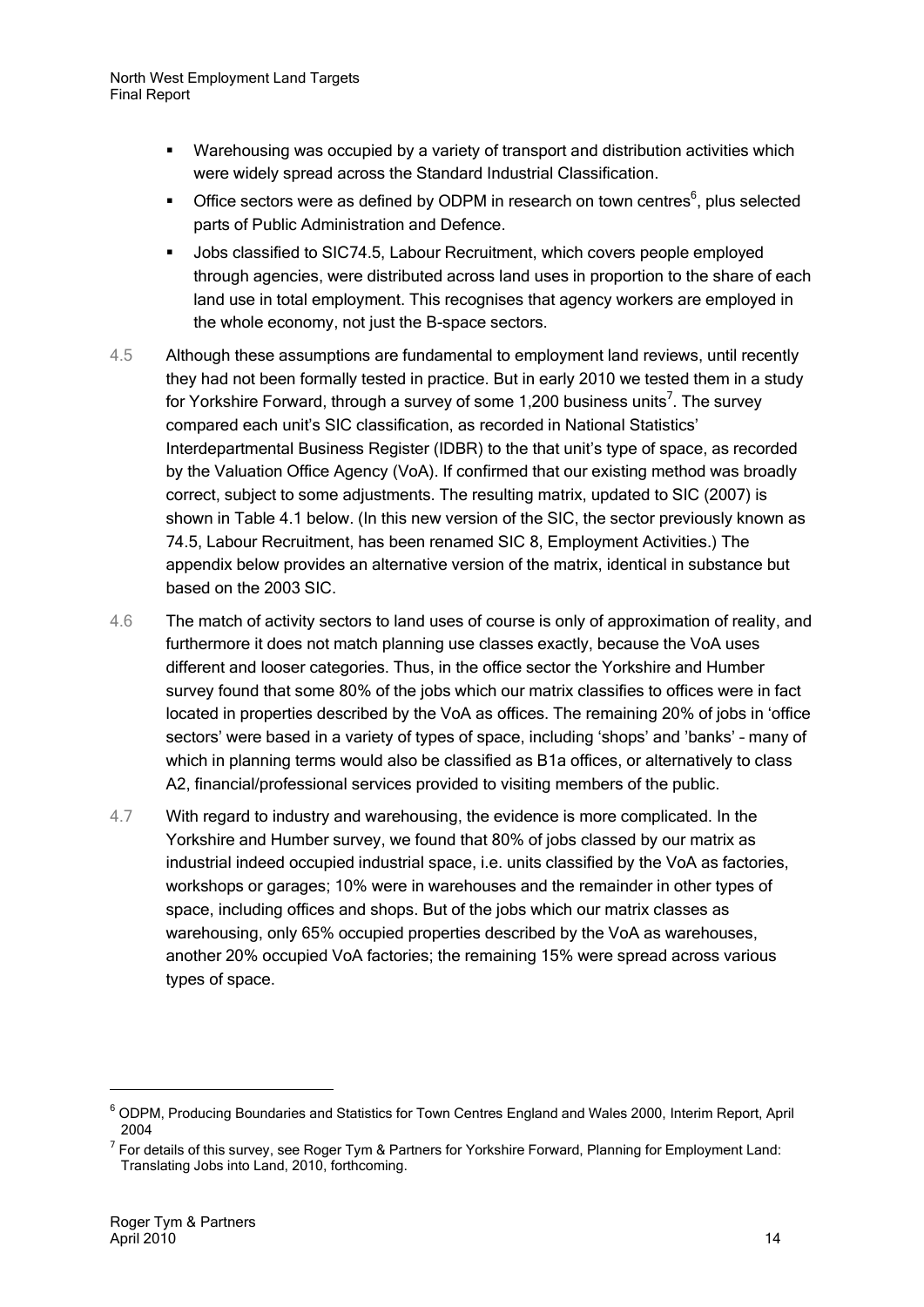- Warehousing was occupied by a variety of transport and distribution activities which were widely spread across the Standard Industrial Classification.
- Office sectors were as defined by ODPM in research on town centres[6], plus selected parts of Public Administration and Defence.
- Jobs classified to SIC74.5, Labour Recruitment, which covers people employed through agencies, were distributed across land uses in proportion to the share of each land use in total employment. This recognises that agency workers are employed in the whole economy, not just the B-space sectors.

4.5 Although these assumptions are fundamental to employment land reviews, until recently they had not been formally tested in practice. But in early 2010 we tested them in a study for Yorkshire Forward, through a survey of some 1,200 business units[7]. The survey compared each unit's SIC classification, as recorded in National Statistics' Interdepartmental Business Register (IDBR) to the that unit's type of space, as recorded by the Valuation Office Agency (VoA). If confirmed that our existing method was broadly correct, subject to some adjustments. The resulting matrix, updated to SIC (2007) is shown in Table 4.1 below. (In this new version of the SIC, the sector previously known as 74.5, Labour Recruitment, has been renamed SIC 8, Employment Activities.) The appendix below provides an alternative version of the matrix, identical in substance but based on the 2003 SIC.

4.6 The match of activity sectors to land uses of course is only of approximation of reality, and furthermore it does not match planning use classes exactly, because the VoA uses different and looser categories. Thus, in the office sector the Yorkshire and Humber survey found that some 80% of the jobs which our matrix classifies to offices were in fact located in properties described by the VoA as offices. The remaining 20% of jobs in 'office sectors' were based in a variety of types of space, including 'shops' and 'banks' – many of which in planning terms would also be classified as B1a offices, or alternatively to class A2, financial/professional services provided to visiting members of the public.

4.7 With regard to industry and warehousing, the evidence is more complicated. In the Yorkshire and Humber survey, we found that 80% of jobs classed by our matrix as industrial indeed occupied industrial space, i.e. units classified by the VoA as factories, workshops or garages; 10% were in warehouses and the remainder in other types of space, including offices and shops. But of the jobs which our matrix classes as warehousing, only 65% occupied properties described by the VoA as warehouses, another 20% occupied VoA factories; the remaining 15% were spread across various types of space.

[6] ODPM, Producing Boundaries and Statistics for Town Centres England and Wales 2000, Interim Report, April 2004

[7] For details of this survey, see Roger Tym & Partners for Yorkshire Forward, Planning for Employment Land: Translating Jobs into Land, 2010, forthcoming.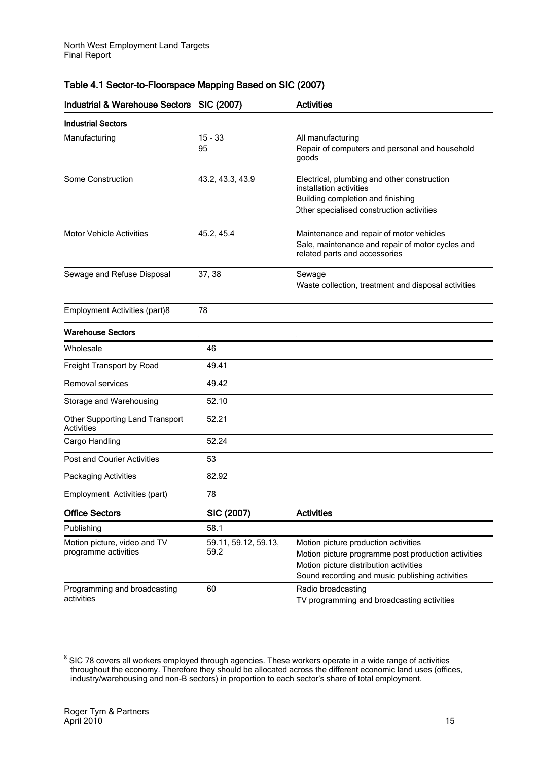### Table 4.1 Sector-to-Floorspace Mapping Based on SIC (2007)

| Industrial & Warehouse Sectors | SIC (2007) | Activities |
|---|---|---|
| **Industrial Sectors** | | |
| Manufacturing | 15 - 33<br>95 | All manufacturing<br>Repair of computers and personal and household goods |
| Some Construction | 43.2, 43.3, 43.9 | Electrical, plumbing and other construction installation activities<br>Building completion and finishing<br>Other specialised construction activities |
| Motor Vehicle Activities | 45.2, 45.4 | Maintenance and repair of motor vehicles<br>Sale, maintenance and repair of motor cycles and related parts and accessories |
| Sewage and Refuse Disposal | 37, 38 | Sewage<br>Waste collection, treatment and disposal activities |
| Employment Activities (part)[8] | 78 | |
| **Warehouse Sectors** | | |
| Wholesale | 46 | |
| Freight Transport by Road | 49.41 | |
| Removal services | 49.42 | |
| Storage and Warehousing | 52.10 | |
| Other Supporting Land Transport Activities | 52.21 | |
| Cargo Handling | 52.24 | |
| Post and Courier Activities | 53 | |
| Packaging Activities | 82.92 | |
| Employment Activities (part) | 78 | |
| **Office Sectors** | **SIC (2007)** | **Activities** |
| Publishing | 58.1 | |
| Motion picture, video and TV programme activities | 59.11, 59.12, 59.13, 59.2 | Motion picture production activities<br>Motion picture programme post production activities<br>Motion picture distribution activities<br>Sound recording and music publishing activities |
| Programming and broadcasting activities | 60 | Radio broadcasting<br>TV programming and broadcasting activities |

[8] SIC 78 covers all workers employed through agencies. These workers operate in a wide range of activities throughout the economy. Therefore they should be allocated across the different economic land uses (offices, industry/warehousing and non-B sectors) in proportion to each sector's share of total employment.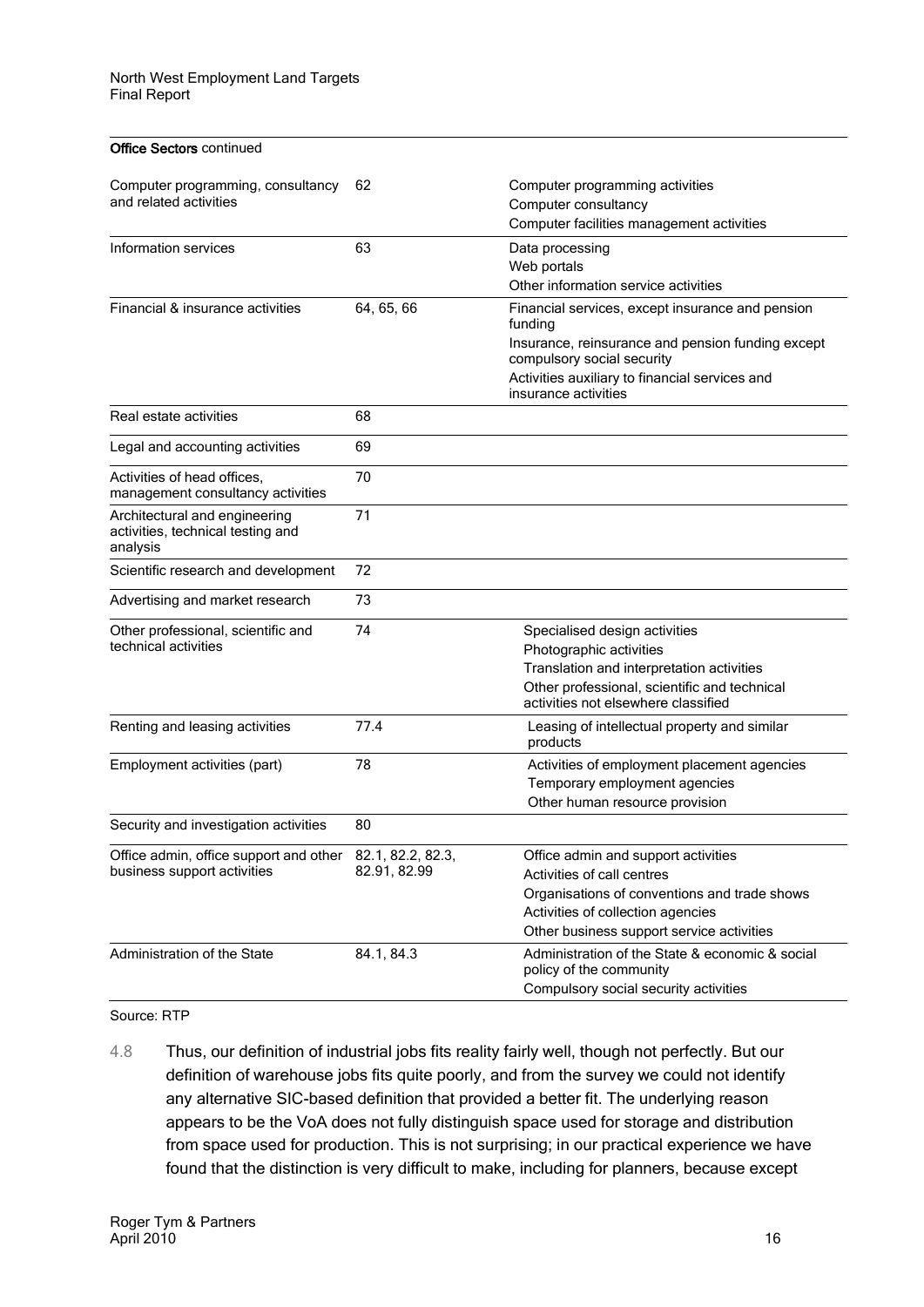**Office Sectors** continued

| | | |
|---|---|---|
| Computer programming, consultancy and related activities | 62 | Computer programming activities<br>Computer consultancy<br>Computer facilities management activities |
| Information services | 63 | Data processing<br>Web portals<br>Other information service activities |
| Financial & insurance activities | 64, 65, 66 | Financial services, except insurance and pension funding<br>Insurance, reinsurance and pension funding except compulsory social security<br>Activities auxiliary to financial services and insurance activities |
| Real estate activities | 68 | |
| Legal and accounting activities | 69 | |
| Activities of head offices, management consultancy activities | 70 | |
| Architectural and engineering activities, technical testing and analysis | 71 | |
| Scientific research and development | 72 | |
| Advertising and market research | 73 | |
| Other professional, scientific and technical activities | 74 | Specialised design activities<br>Photographic activities<br>Translation and interpretation activities<br>Other professional, scientific and technical activities not elsewhere classified |
| Renting and leasing activities | 77.4 | Leasing of intellectual property and similar products |
| Employment activities (part) | 78 | Activities of employment placement agencies<br>Temporary employment agencies<br>Other human resource provision |
| Security and investigation activities | 80 | |
| Office admin, office support and other business support activities | 82.1, 82.2, 82.3, 82.91, 82.99 | Office admin and support activities<br>Activities of call centres<br>Organisations of conventions and trade shows<br>Activities of collection agencies<br>Other business support service activities |
| Administration of the State | 84.1, 84.3 | Administration of the State & economic & social policy of the community<br>Compulsory social security activities |

Source: RTP

4.8 Thus, our definition of industrial jobs fits reality fairly well, though not perfectly. But our definition of warehouse jobs fits quite poorly, and from the survey we could not identify any alternative SIC-based definition that provided a better fit. The underlying reason appears to be the VoA does not fully distinguish space used for storage and distribution from space used for production. This is not surprising; in our practical experience we have found that the distinction is very difficult to make, including for planners, because except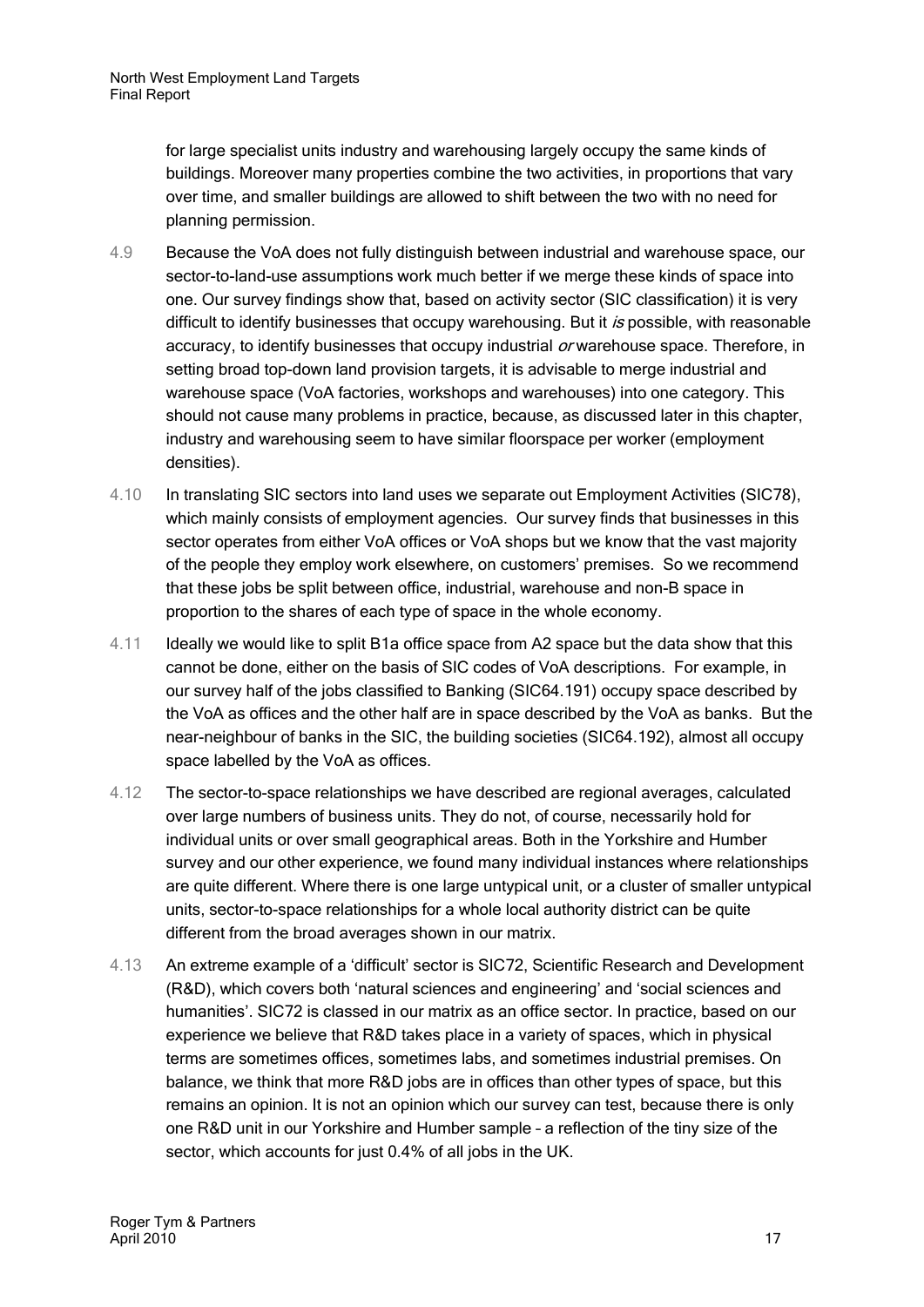for large specialist units industry and warehousing largely occupy the same kinds of buildings. Moreover many properties combine the two activities, in proportions that vary over time, and smaller buildings are allowed to shift between the two with no need for planning permission.

4.9 Because the VoA does not fully distinguish between industrial and warehouse space, our sector-to-land-use assumptions work much better if we merge these kinds of space into one. Our survey findings show that, based on activity sector (SIC classification) it is very difficult to identify businesses that occupy warehousing. But it *is* possible, with reasonable accuracy, to identify businesses that occupy industrial *or* warehouse space. Therefore, in setting broad top-down land provision targets, it is advisable to merge industrial and warehouse space (VoA factories, workshops and warehouses) into one category. This should not cause many problems in practice, because, as discussed later in this chapter, industry and warehousing seem to have similar floorspace per worker (employment densities).

4.10 In translating SIC sectors into land uses we separate out Employment Activities (SIC78), which mainly consists of employment agencies. Our survey finds that businesses in this sector operates from either VoA offices or VoA shops but we know that the vast majority of the people they employ work elsewhere, on customers' premises. So we recommend that these jobs be split between office, industrial, warehouse and non-B space in proportion to the shares of each type of space in the whole economy.

4.11 Ideally we would like to split B1a office space from A2 space but the data show that this cannot be done, either on the basis of SIC codes of VoA descriptions. For example, in our survey half of the jobs classified to Banking (SIC64.191) occupy space described by the VoA as offices and the other half are in space described by the VoA as banks. But the near-neighbour of banks in the SIC, the building societies (SIC64.192), almost all occupy space labelled by the VoA as offices.

4.12 The sector-to-space relationships we have described are regional averages, calculated over large numbers of business units. They do not, of course, necessarily hold for individual units or over small geographical areas. Both in the Yorkshire and Humber survey and our other experience, we found many individual instances where relationships are quite different. Where there is one large untypical unit, or a cluster of smaller untypical units, sector-to-space relationships for a whole local authority district can be quite different from the broad averages shown in our matrix.

4.13 An extreme example of a 'difficult' sector is SIC72, Scientific Research and Development (R&D), which covers both 'natural sciences and engineering' and 'social sciences and humanities'. SIC72 is classed in our matrix as an office sector. In practice, based on our experience we believe that R&D takes place in a variety of spaces, which in physical terms are sometimes offices, sometimes labs, and sometimes industrial premises. On balance, we think that more R&D jobs are in offices than other types of space, but this remains an opinion. It is not an opinion which our survey can test, because there is only one R&D unit in our Yorkshire and Humber sample – a reflection of the tiny size of the sector, which accounts for just 0.4% of all jobs in the UK.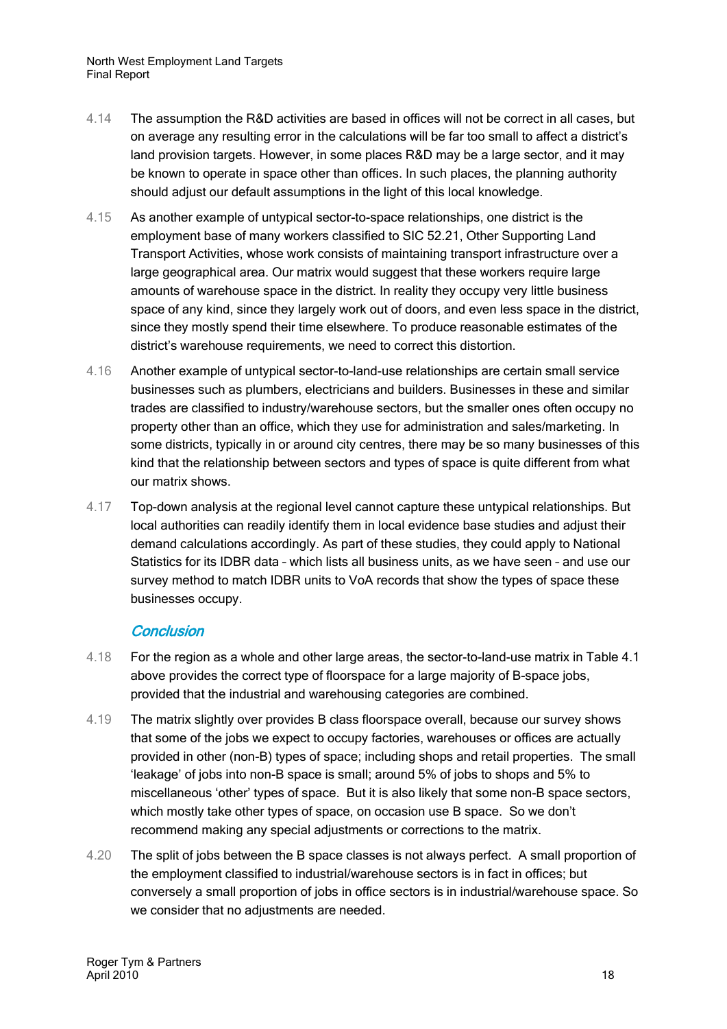4.14 The assumption the R&D activities are based in offices will not be correct in all cases, but on average any resulting error in the calculations will be far too small to affect a district's land provision targets. However, in some places R&D may be a large sector, and it may be known to operate in space other than offices. In such places, the planning authority should adjust our default assumptions in the light of this local knowledge.

4.15 As another example of untypical sector-to-space relationships, one district is the employment base of many workers classified to SIC 52.21, Other Supporting Land Transport Activities, whose work consists of maintaining transport infrastructure over a large geographical area. Our matrix would suggest that these workers require large amounts of warehouse space in the district. In reality they occupy very little business space of any kind, since they largely work out of doors, and even less space in the district, since they mostly spend their time elsewhere. To produce reasonable estimates of the district's warehouse requirements, we need to correct this distortion.

4.16 Another example of untypical sector-to-land-use relationships are certain small service businesses such as plumbers, electricians and builders. Businesses in these and similar trades are classified to industry/warehouse sectors, but the smaller ones often occupy no property other than an office, which they use for administration and sales/marketing. In some districts, typically in or around city centres, there may be so many businesses of this kind that the relationship between sectors and types of space is quite different from what our matrix shows.

4.17 Top-down analysis at the regional level cannot capture these untypical relationships. But local authorities can readily identify them in local evidence base studies and adjust their demand calculations accordingly. As part of these studies, they could apply to National Statistics for its IDBR data – which lists all business units, as we have seen – and use our survey method to match IDBR units to VoA records that show the types of space these businesses occupy.

### *Conclusion*

4.18 For the region as a whole and other large areas, the sector-to-land-use matrix in Table 4.1 above provides the correct type of floorspace for a large majority of B-space jobs, provided that the industrial and warehousing categories are combined.

4.19 The matrix slightly over provides B class floorspace overall, because our survey shows that some of the jobs we expect to occupy factories, warehouses or offices are actually provided in other (non-B) types of space; including shops and retail properties. The small 'leakage' of jobs into non-B space is small; around 5% of jobs to shops and 5% to miscellaneous 'other' types of space. But it is also likely that some non-B space sectors, which mostly take other types of space, on occasion use B space. So we don't recommend making any special adjustments or corrections to the matrix.

4.20 The split of jobs between the B space classes is not always perfect. A small proportion of the employment classified to industrial/warehouse sectors is in fact in offices; but conversely a small proportion of jobs in office sectors is in industrial/warehouse space. So we consider that no adjustments are needed.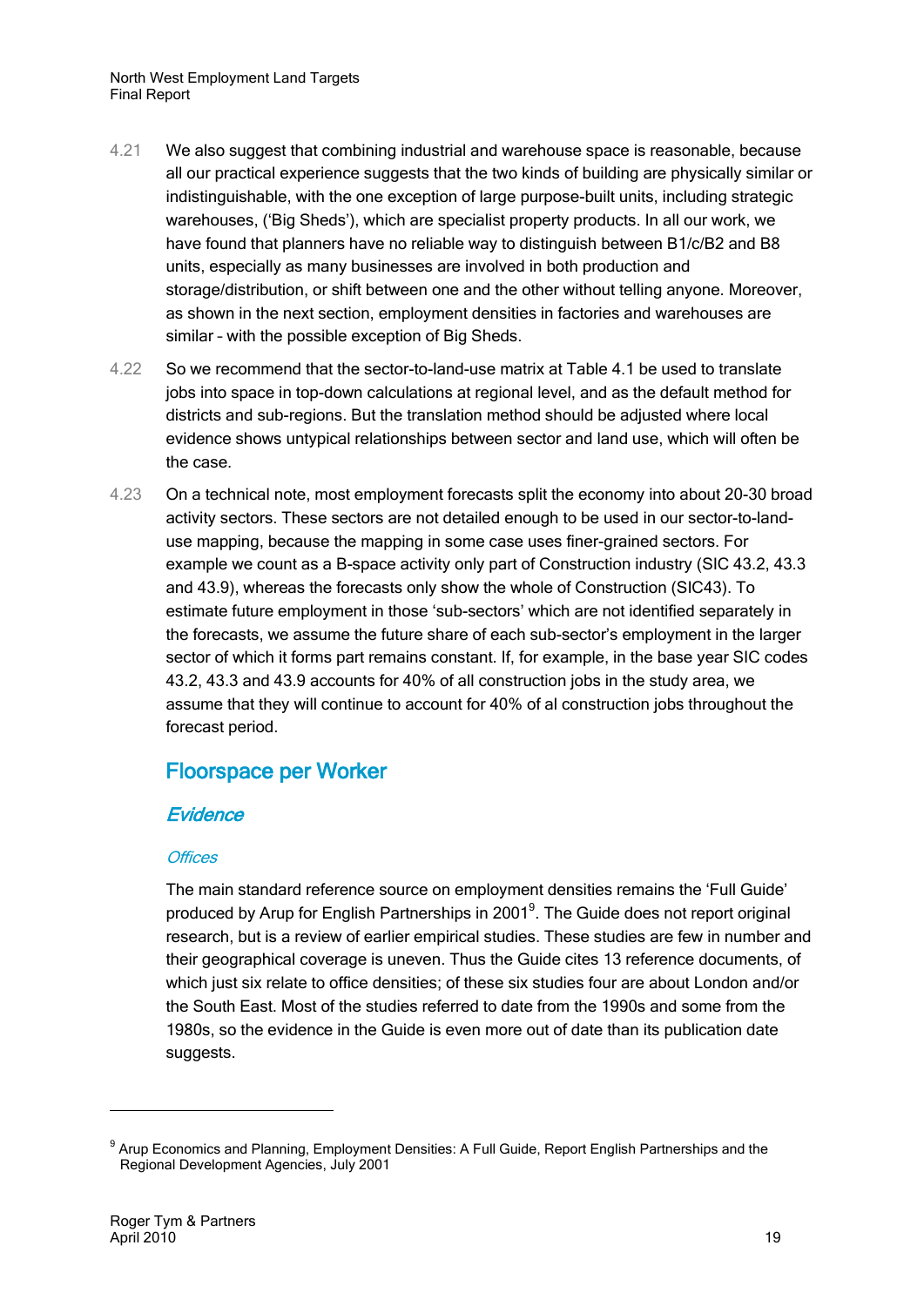4.21 We also suggest that combining industrial and warehouse space is reasonable, because all our practical experience suggests that the two kinds of building are physically similar or indistinguishable, with the one exception of large purpose-built units, including strategic warehouses, ('Big Sheds'), which are specialist property products. In all our work, we have found that planners have no reliable way to distinguish between B1/c/B2 and B8 units, especially as many businesses are involved in both production and storage/distribution, or shift between one and the other without telling anyone. Moreover, as shown in the next section, employment densities in factories and warehouses are similar – with the possible exception of Big Sheds.

4.22 So we recommend that the sector-to-land-use matrix at Table 4.1 be used to translate jobs into space in top-down calculations at regional level, and as the default method for districts and sub-regions. But the translation method should be adjusted where local evidence shows untypical relationships between sector and land use, which will often be the case.

4.23 On a technical note, most employment forecasts split the economy into about 20-30 broad activity sectors. These sectors are not detailed enough to be used in our sector-to-land-use mapping, because the mapping in some case uses finer-grained sectors. For example we count as a B-space activity only part of Construction industry (SIC 43.2, 43.3 and 43.9), whereas the forecasts only show the whole of Construction (SIC43). To estimate future employment in those 'sub-sectors' which are not identified separately in the forecasts, we assume the future share of each sub-sector's employment in the larger sector of which it forms part remains constant. If, for example, in the base year SIC codes 43.2, 43.3 and 43.9 accounts for 40% of all construction jobs in the study area, we assume that they will continue to account for 40% of al construction jobs throughout the forecast period.

## Floorspace per Worker

### *Evidence*

#### *Offices*

The main standard reference source on employment densities remains the 'Full Guide' produced by Arup for English Partnerships in 2001[9]. The Guide does not report original research, but is a review of earlier empirical studies. These studies are few in number and their geographical coverage is uneven. Thus the Guide cites 13 reference documents, of which just six relate to office densities; of these six studies four are about London and/or the South East. Most of the studies referred to date from the 1990s and some from the 1980s, so the evidence in the Guide is even more out of date than its publication date suggests.

---

[9] Arup Economics and Planning, Employment Densities: A Full Guide, Report English Partnerships and the Regional Development Agencies, July 2001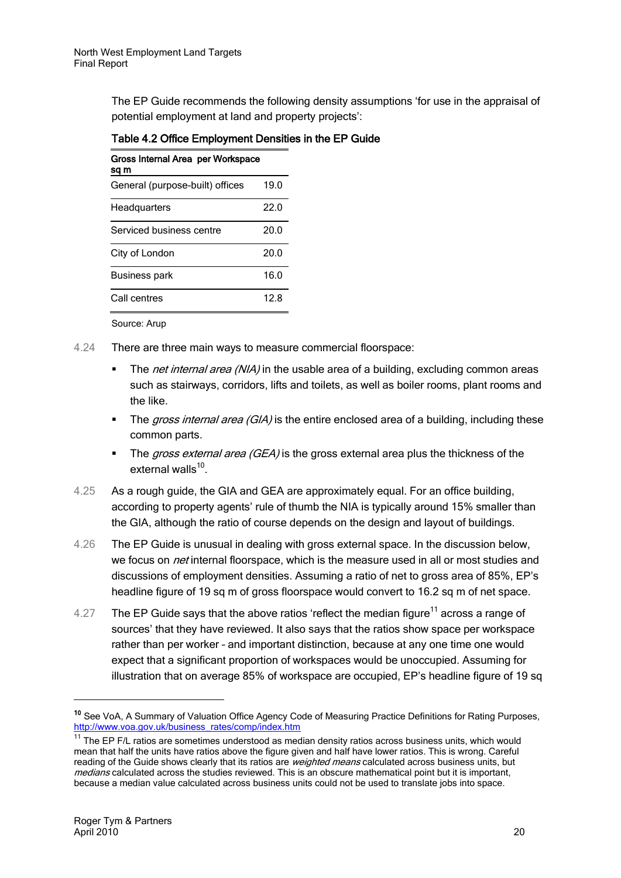The EP Guide recommends the following density assumptions 'for use in the appraisal of potential employment at land and property projects':

**Table 4.2 Office Employment Densities in the EP Guide**

| Gross Internal Area per Workspace sq m | |
|---|---|
| General (purpose-built) offices | 19.0 |
| Headquarters | 22.0 |
| Serviced business centre | 20.0 |
| City of London | 20.0 |
| Business park | 16.0 |
| Call centres | 12.8 |

Source: Arup

4.24 There are three main ways to measure commercial floorspace:

- The *net internal area (NIA)* in the usable area of a building, excluding common areas such as stairways, corridors, lifts and toilets, as well as boiler rooms, plant rooms and the like.
- The *gross internal area (GIA)* is the entire enclosed area of a building, including these common parts.
- The *gross external area (GEA)* is the gross external area plus the thickness of the external walls[10].

4.25 As a rough guide, the GIA and GEA are approximately equal. For an office building, according to property agents' rule of thumb the NIA is typically around 15% smaller than the GIA, although the ratio of course depends on the design and layout of buildings.

4.26 The EP Guide is unusual in dealing with gross external space. In the discussion below, we focus on *net* internal floorspace, which is the measure used in all or most studies and discussions of employment densities. Assuming a ratio of net to gross area of 85%, EP's headline figure of 19 sq m of gross floorspace would convert to 16.2 sq m of net space.

4.27 The EP Guide says that the above ratios 'reflect the median figure[11] across a range of sources' that they have reviewed. It also says that the ratios show space per workspace rather than per worker – and important distinction, because at any one time one would expect that a significant proportion of workspaces would be unoccupied. Assuming for illustration that on average 85% of workspace are occupied, EP's headline figure of 19 sq

---

[10] See VoA, A Summary of Valuation Office Agency Code of Measuring Practice Definitions for Rating Purposes, http://www.voa.gov.uk/business_rates/comp/index.htm

[11] The EP F/L ratios are sometimes understood as median density ratios across business units, which would mean that half the units have ratios above the figure given and half have lower ratios. This is wrong. Careful reading of the Guide shows clearly that its ratios are *weighted means* calculated across business units, but *medians* calculated across the studies reviewed. This is an obscure mathematical point but it is important, because a median value calculated across business units could not be used to translate jobs into space.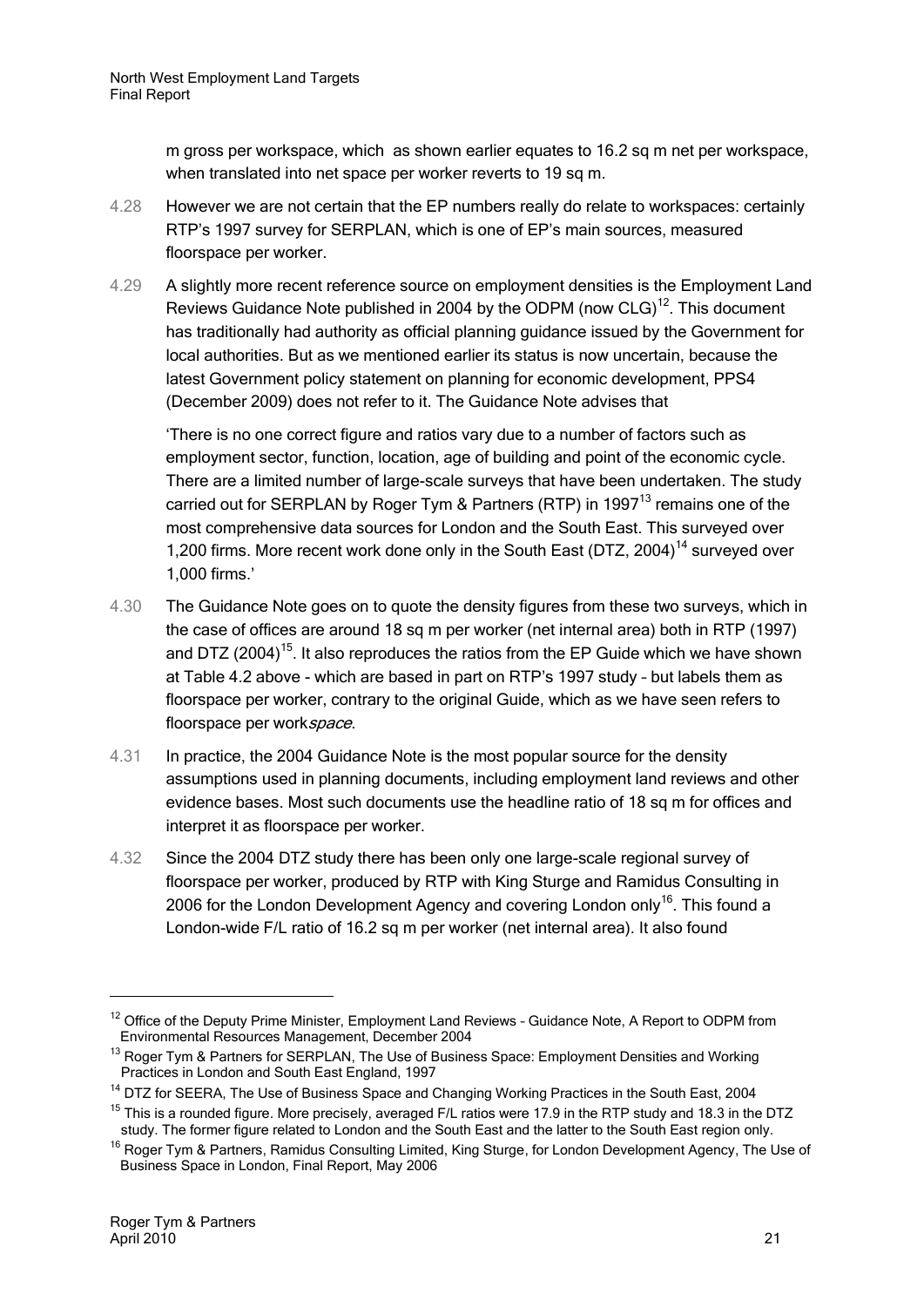m gross per workspace, which as shown earlier equates to 16.2 sq m net per workspace, when translated into net space per worker reverts to 19 sq m.

4.28 However we are not certain that the EP numbers really do relate to workspaces: certainly RTP's 1997 survey for SERPLAN, which is one of EP's main sources, measured floorspace per worker.

4.29 A slightly more recent reference source on employment densities is the Employment Land Reviews Guidance Note published in 2004 by the ODPM (now CLG)[12]. This document has traditionally had authority as official planning guidance issued by the Government for local authorities. But as we mentioned earlier its status is now uncertain, because the latest Government policy statement on planning for economic development, PPS4 (December 2009) does not refer to it. The Guidance Note advises that

> 'There is no one correct figure and ratios vary due to a number of factors such as employment sector, function, location, age of building and point of the economic cycle. There are a limited number of large-scale surveys that have been undertaken. The study carried out for SERPLAN by Roger Tym & Partners (RTP) in 1997[13] remains one of the most comprehensive data sources for London and the South East. This surveyed over 1,200 firms. More recent work done only in the South East (DTZ, 2004)[14] surveyed over 1,000 firms.'

4.30 The Guidance Note goes on to quote the density figures from these two surveys, which in the case of offices are around 18 sq m per worker (net internal area) both in RTP (1997) and DTZ (2004)[15]. It also reproduces the ratios from the EP Guide which we have shown at Table 4.2 above - which are based in part on RTP's 1997 study – but labels them as floorspace per worker, contrary to the original Guide, which as we have seen refers to floorspace per work*space*.

4.31 In practice, the 2004 Guidance Note is the most popular source for the density assumptions used in planning documents, including employment land reviews and other evidence bases. Most such documents use the headline ratio of 18 sq m for offices and interpret it as floorspace per worker.

4.32 Since the 2004 DTZ study there has been only one large-scale regional survey of floorspace per worker, produced by RTP with King Sturge and Ramidus Consulting in 2006 for the London Development Agency and covering London only[16]. This found a London-wide F/L ratio of 16.2 sq m per worker (net internal area). It also found

---

[12] Office of the Deputy Prime Minister, Employment Land Reviews – Guidance Note, A Report to ODPM from Environmental Resources Management, December 2004

[13] Roger Tym & Partners for SERPLAN, The Use of Business Space: Employment Densities and Working Practices in London and South East England, 1997

[14] DTZ for SEERA, The Use of Business Space and Changing Working Practices in the South East, 2004

[15] This is a rounded figure. More precisely, averaged F/L ratios were 17.9 in the RTP study and 18.3 in the DTZ study. The former figure related to London and the South East and the latter to the South East region only.

[16] Roger Tym & Partners, Ramidus Consulting Limited, King Sturge, for London Development Agency, The Use of Business Space in London, Final Report, May 2006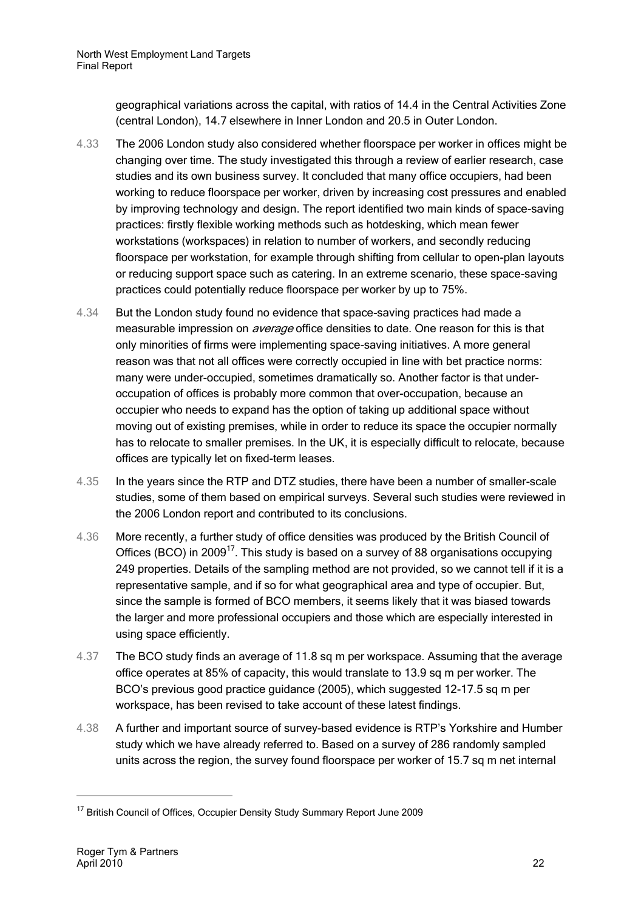geographical variations across the capital, with ratios of 14.4 in the Central Activities Zone (central London), 14.7 elsewhere in Inner London and 20.5 in Outer London.

4.33 The 2006 London study also considered whether floorspace per worker in offices might be changing over time. The study investigated this through a review of earlier research, case studies and its own business survey. It concluded that many office occupiers, had been working to reduce floorspace per worker, driven by increasing cost pressures and enabled by improving technology and design. The report identified two main kinds of space-saving practices: firstly flexible working methods such as hotdesking, which mean fewer workstations (workspaces) in relation to number of workers, and secondly reducing floorspace per workstation, for example through shifting from cellular to open-plan layouts or reducing support space such as catering. In an extreme scenario, these space-saving practices could potentially reduce floorspace per worker by up to 75%.

4.34 But the London study found no evidence that space-saving practices had made a measurable impression on *average* office densities to date. One reason for this is that only minorities of firms were implementing space-saving initiatives. A more general reason was that not all offices were correctly occupied in line with bet practice norms: many were under-occupied, sometimes dramatically so. Another factor is that under-occupation of offices is probably more common that over-occupation, because an occupier who needs to expand has the option of taking up additional space without moving out of existing premises, while in order to reduce its space the occupier normally has to relocate to smaller premises. In the UK, it is especially difficult to relocate, because offices are typically let on fixed-term leases.

4.35 In the years since the RTP and DTZ studies, there have been a number of smaller-scale studies, some of them based on empirical surveys. Several such studies were reviewed in the 2006 London report and contributed to its conclusions.

4.36 More recently, a further study of office densities was produced by the British Council of Offices (BCO) in 2009[17]. This study is based on a survey of 88 organisations occupying 249 properties. Details of the sampling method are not provided, so we cannot tell if it is a representative sample, and if so for what geographical area and type of occupier. But, since the sample is formed of BCO members, it seems likely that it was biased towards the larger and more professional occupiers and those which are especially interested in using space efficiently.

4.37 The BCO study finds an average of 11.8 sq m per workspace. Assuming that the average office operates at 85% of capacity, this would translate to 13.9 sq m per worker. The BCO's previous good practice guidance (2005), which suggested 12-17.5 sq m per workspace, has been revised to take account of these latest findings.

4.38 A further and important source of survey-based evidence is RTP's Yorkshire and Humber study which we have already referred to. Based on a survey of 286 randomly sampled units across the region, the survey found floorspace per worker of 15.7 sq m net internal

[17] British Council of Offices, Occupier Density Study Summary Report June 2009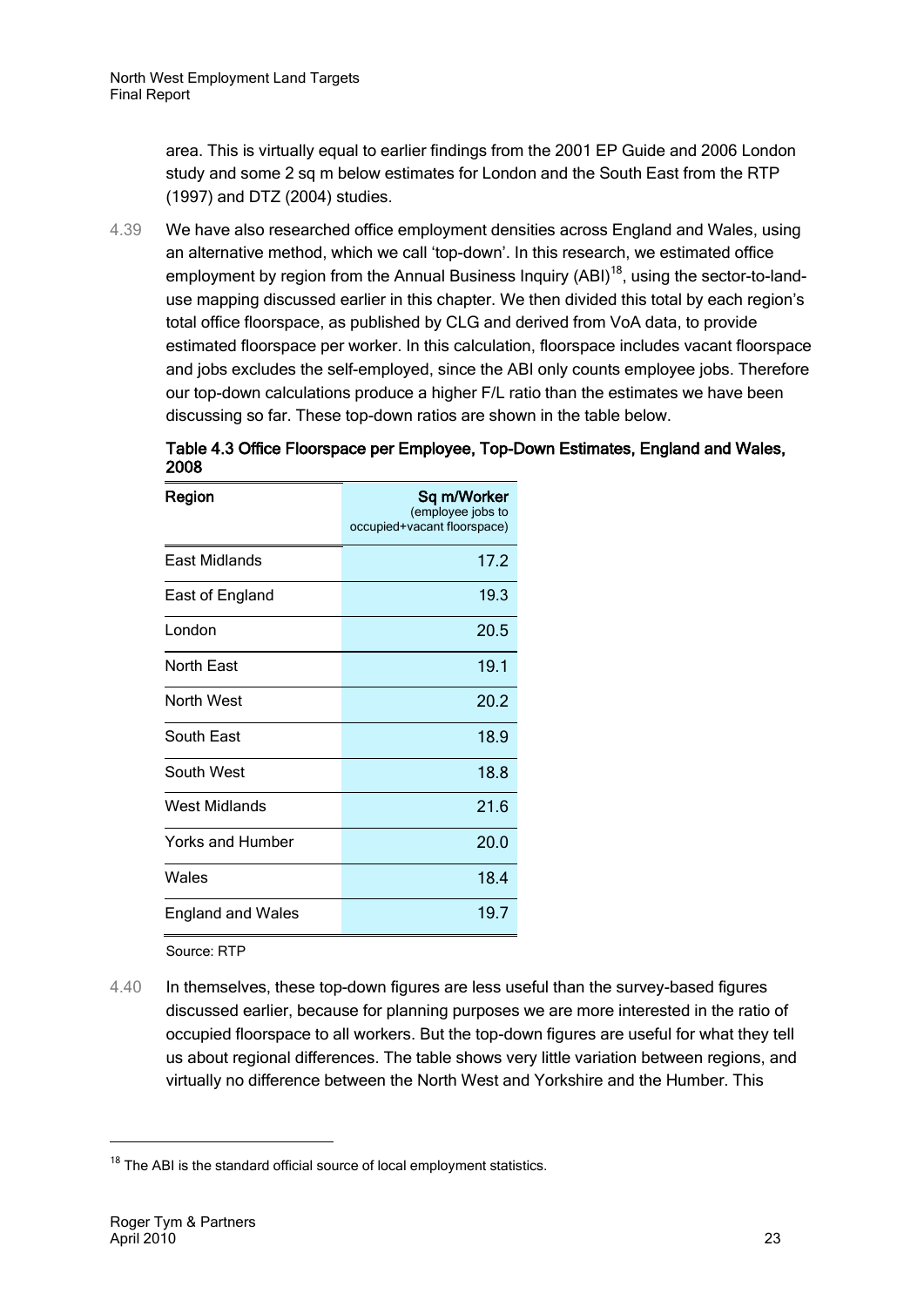area. This is virtually equal to earlier findings from the 2001 EP Guide and 2006 London study and some 2 sq m below estimates for London and the South East from the RTP (1997) and DTZ (2004) studies.

4.39 We have also researched office employment densities across England and Wales, using an alternative method, which we call 'top-down'. In this research, we estimated office employment by region from the Annual Business Inquiry (ABI)[18], using the sector-to-land-use mapping discussed earlier in this chapter. We then divided this total by each region's total office floorspace, as published by CLG and derived from VoA data, to provide estimated floorspace per worker. In this calculation, floorspace includes vacant floorspace and jobs excludes the self-employed, since the ABI only counts employee jobs. Therefore our top-down calculations produce a higher F/L ratio than the estimates we have been discussing so far. These top-down ratios are shown in the table below.

**Table 4.3 Office Floorspace per Employee, Top-Down Estimates, England and Wales, 2008**

| Region | **Sq m/Worker** (employee jobs to occupied+vacant floorspace) |
|---|---|
| East Midlands | 17.2 |
| East of England | 19.3 |
| London | 20.5 |
| North East | 19.1 |
| North West | 20.2 |
| South East | 18.9 |
| South West | 18.8 |
| West Midlands | 21.6 |
| Yorks and Humber | 20.0 |
| Wales | 18.4 |
| England and Wales | 19.7 |

Source: RTP

4.40 In themselves, these top-down figures are less useful than the survey-based figures discussed earlier, because for planning purposes we are more interested in the ratio of occupied floorspace to all workers. But the top-down figures are useful for what they tell us about regional differences. The table shows very little variation between regions, and virtually no difference between the North West and Yorkshire and the Humber. This

[18] The ABI is the standard official source of local employment statistics.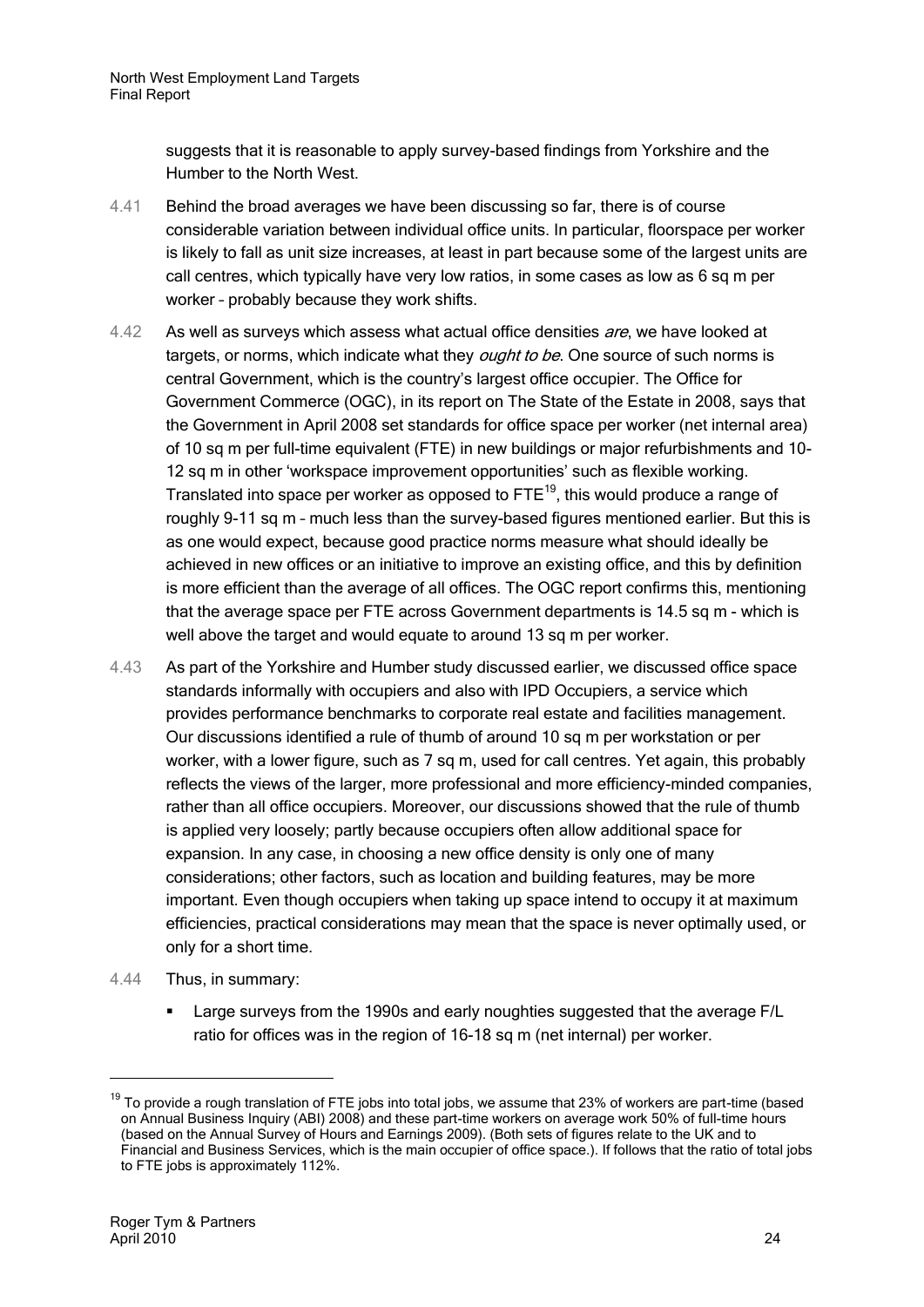suggests that it is reasonable to apply survey-based findings from Yorkshire and the Humber to the North West.

4.41 Behind the broad averages we have been discussing so far, there is of course considerable variation between individual office units. In particular, floorspace per worker is likely to fall as unit size increases, at least in part because some of the largest units are call centres, which typically have very low ratios, in some cases as low as 6 sq m per worker – probably because they work shifts.

4.42 As well as surveys which assess what actual office densities *are*, we have looked at targets, or norms, which indicate what they *ought to be*. One source of such norms is central Government, which is the country's largest office occupier. The Office for Government Commerce (OGC), in its report on The State of the Estate in 2008, says that the Government in April 2008 set standards for office space per worker (net internal area) of 10 sq m per full-time equivalent (FTE) in new buildings or major refurbishments and 10-12 sq m in other 'workspace improvement opportunities' such as flexible working. Translated into space per worker as opposed to FTE[19], this would produce a range of roughly 9-11 sq m – much less than the survey-based figures mentioned earlier. But this is as one would expect, because good practice norms measure what should ideally be achieved in new offices or an initiative to improve an existing office, and this by definition is more efficient than the average of all offices. The OGC report confirms this, mentioning that the average space per FTE across Government departments is 14.5 sq m - which is well above the target and would equate to around 13 sq m per worker.

4.43 As part of the Yorkshire and Humber study discussed earlier, we discussed office space standards informally with occupiers and also with IPD Occupiers, a service which provides performance benchmarks to corporate real estate and facilities management. Our discussions identified a rule of thumb of around 10 sq m per workstation or per worker, with a lower figure, such as 7 sq m, used for call centres. Yet again, this probably reflects the views of the larger, more professional and more efficiency-minded companies, rather than all office occupiers. Moreover, our discussions showed that the rule of thumb is applied very loosely; partly because occupiers often allow additional space for expansion. In any case, in choosing a new office density is only one of many considerations; other factors, such as location and building features, may be more important. Even though occupiers when taking up space intend to occupy it at maximum efficiencies, practical considerations may mean that the space is never optimally used, or only for a short time.

4.44 Thus, in summary:

- Large surveys from the 1990s and early noughties suggested that the average F/L ratio for offices was in the region of 16-18 sq m (net internal) per worker.

[19] To provide a rough translation of FTE jobs into total jobs, we assume that 23% of workers are part-time (based on Annual Business Inquiry (ABI) 2008) and these part-time workers on average work 50% of full-time hours (based on the Annual Survey of Hours and Earnings 2009). (Both sets of figures relate to the UK and to Financial and Business Services, which is the main occupier of office space.). If follows that the ratio of total jobs to FTE jobs is approximately 112%.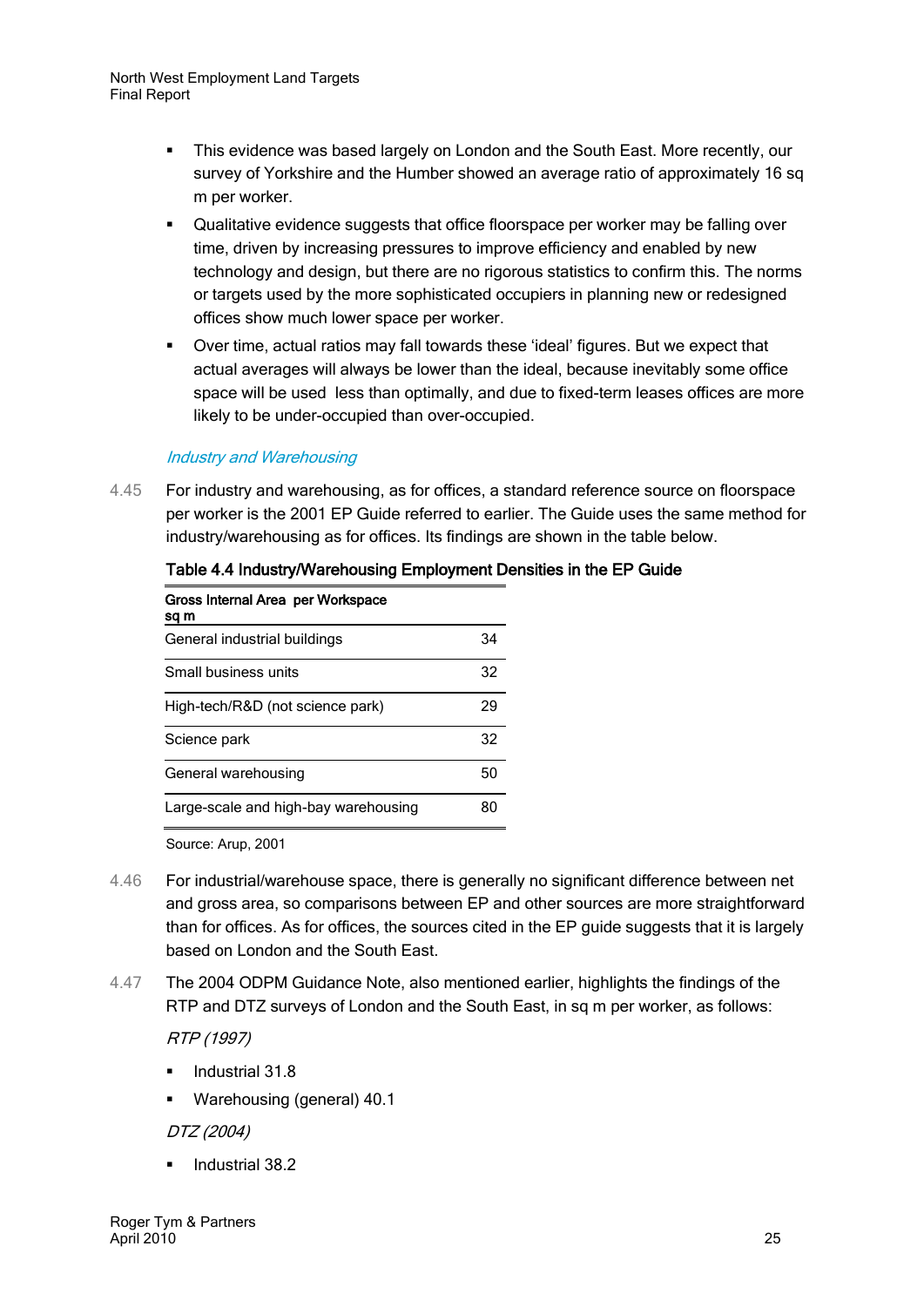- This evidence was based largely on London and the South East. More recently, our survey of Yorkshire and the Humber showed an average ratio of approximately 16 sq m per worker.
- Qualitative evidence suggests that office floorspace per worker may be falling over time, driven by increasing pressures to improve efficiency and enabled by new technology and design, but there are no rigorous statistics to confirm this. The norms or targets used by the more sophisticated occupiers in planning new or redesigned offices show much lower space per worker.
- Over time, actual ratios may fall towards these 'ideal' figures. But we expect that actual averages will always be lower than the ideal, because inevitably some office space will be used less than optimally, and due to fixed-term leases offices are more likely to be under-occupied than over-occupied.

### *Industry and Warehousing*

4.45 For industry and warehousing, as for offices, a standard reference source on floorspace per worker is the 2001 EP Guide referred to earlier. The Guide uses the same method for industry/warehousing as for offices. Its findings are shown in the table below.

**Table 4.4 Industry/Warehousing Employment Densities in the EP Guide**

| Gross Internal Area per Workspace sq m | |
|---|---|
| General industrial buildings | 34 |
| Small business units | 32 |
| High-tech/R&D (not science park) | 29 |
| Science park | 32 |
| General warehousing | 50 |
| Large-scale and high-bay warehousing | 80 |

Source: Arup, 2001

4.46 For industrial/warehouse space, there is generally no significant difference between net and gross area, so comparisons between EP and other sources are more straightforward than for offices. As for offices, the sources cited in the EP guide suggests that it is largely based on London and the South East.

4.47 The 2004 ODPM Guidance Note, also mentioned earlier, highlights the findings of the RTP and DTZ surveys of London and the South East, in sq m per worker, as follows:

*RTP (1997)*

- Industrial 31.8
- Warehousing (general) 40.1

*DTZ (2004)*

- Industrial 38.2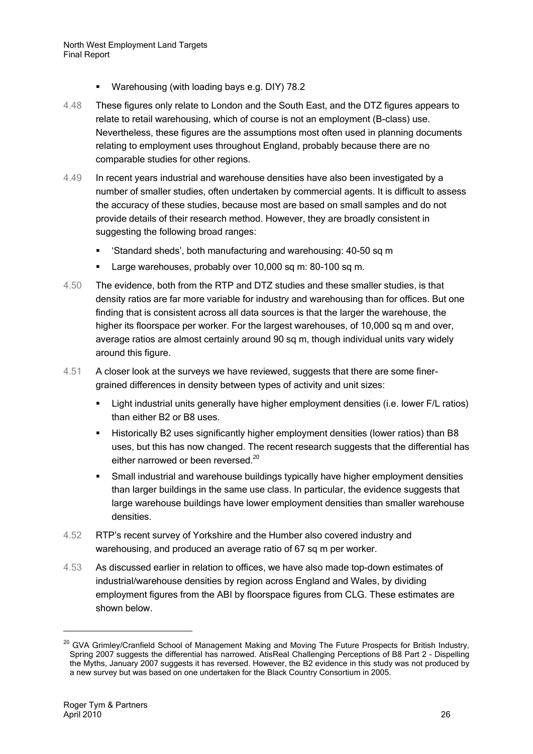- Warehousing (with loading bays e.g. DIY) 78.2

4.48 These figures only relate to London and the South East, and the DTZ figures appears to relate to retail warehousing, which of course is not an employment (B-class) use. Nevertheless, these figures are the assumptions most often used in planning documents relating to employment uses throughout England, probably because there are no comparable studies for other regions.

4.49 In recent years industrial and warehouse densities have also been investigated by a number of smaller studies, often undertaken by commercial agents. It is difficult to assess the accuracy of these studies, because most are based on small samples and do not provide details of their research method. However, they are broadly consistent in suggesting the following broad ranges:

- 'Standard sheds', both manufacturing and warehousing: 40-50 sq m
- Large warehouses, probably over 10,000 sq m: 80-100 sq m.

4.50 The evidence, both from the RTP and DTZ studies and these smaller studies, is that density ratios are far more variable for industry and warehousing than for offices. But one finding that is consistent across all data sources is that the larger the warehouse, the higher its floorspace per worker. For the largest warehouses, of 10,000 sq m and over, average ratios are almost certainly around 90 sq m, though individual units vary widely around this figure.

4.51 A closer look at the surveys we have reviewed, suggests that there are some finer-grained differences in density between types of activity and unit sizes:

- Light industrial units generally have higher employment densities (i.e. lower F/L ratios) than either B2 or B8 uses.
- Historically B2 uses significantly higher employment densities (lower ratios) than B8 uses, but this has now changed. The recent research suggests that the differential has either narrowed or been reversed.[20]
- Small industrial and warehouse buildings typically have higher employment densities than larger buildings in the same use class. In particular, the evidence suggests that large warehouse buildings have lower employment densities than smaller warehouse densities.

4.52 RTP's recent survey of Yorkshire and the Humber also covered industry and warehousing, and produced an average ratio of 67 sq m per worker.

4.53 As discussed earlier in relation to offices, we have also made top-down estimates of industrial/warehouse densities by region across England and Wales, by dividing employment figures from the ABI by floorspace figures from CLG. These estimates are shown below.

[20] GVA Grimley/Cranfield School of Management Making and Moving The Future Prospects for British Industry, Spring 2007 suggests the differential has narrowed. AtisReal Challenging Perceptions of B8 Part 2 – Dispelling the Myths, January 2007 suggests it has reversed. However, the B2 evidence in this study was not produced by a new survey but was based on one undertaken for the Black Country Consortium in 2005.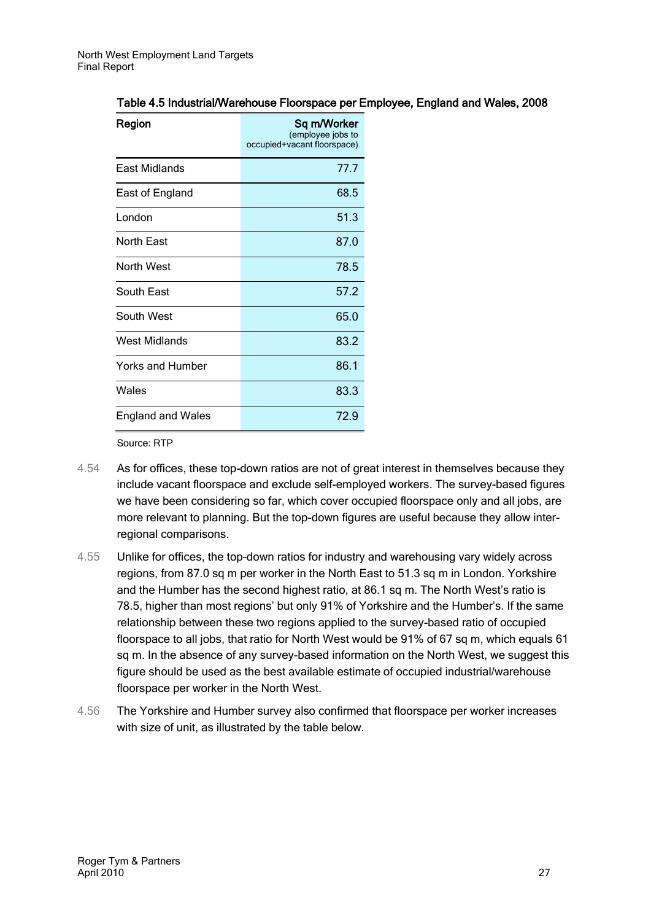Table 4.5 Industrial/Warehouse Floorspace per Employee, England and Wales, 2008

| Region | Sq m/Worker (employee jobs to occupied+vacant floorspace) |
|---|---|
| East Midlands | 77.7 |
| East of England | 68.5 |
| London | 51.3 |
| North East | 87.0 |
| North West | 78.5 |
| South East | 57.2 |
| South West | 65.0 |
| West Midlands | 83.2 |
| Yorks and Humber | 86.1 |
| Wales | 83.3 |
| England and Wales | 72.9 |

Source: RTP

4.54 As for offices, these top-down ratios are not of great interest in themselves because they include vacant floorspace and exclude self-employed workers. The survey-based figures we have been considering so far, which cover occupied floorspace only and all jobs, are more relevant to planning. But the top-down figures are useful because they allow inter-regional comparisons.

4.55 Unlike for offices, the top-down ratios for industry and warehousing vary widely across regions, from 87.0 sq m per worker in the North East to 51.3 sq m in London. Yorkshire and the Humber has the second highest ratio, at 86.1 sq m. The North West's ratio is 78.5, higher than most regions' but only 91% of Yorkshire and the Humber's. If the same relationship between these two regions applied to the survey-based ratio of occupied floorspace to all jobs, that ratio for North West would be 91% of 67 sq m, which equals 61 sq m. In the absence of any survey-based information on the North West, we suggest this figure should be used as the best available estimate of occupied industrial/warehouse floorspace per worker in the North West.

4.56 The Yorkshire and Humber survey also confirmed that floorspace per worker increases with size of unit, as illustrated by the table below.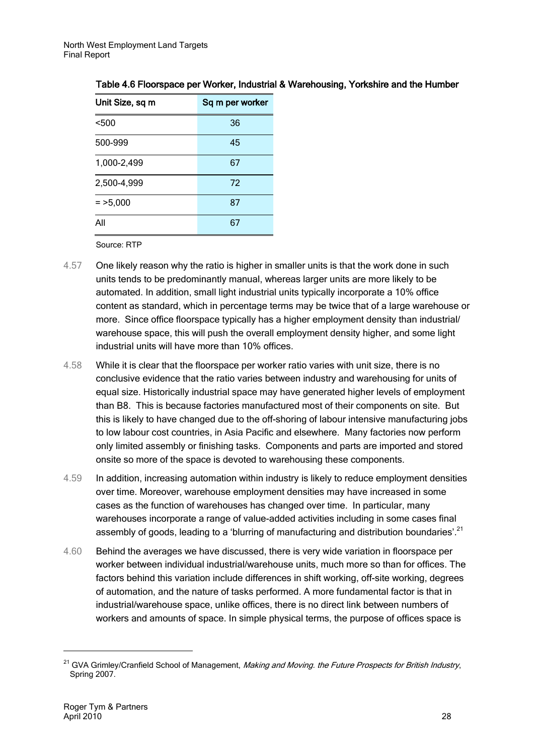Table 4.6 Floorspace per Worker, Industrial & Warehousing, Yorkshire and the Humber

| Unit Size, sq m | Sq m per worker |
|---|---|
| <500 | 36 |
| 500-999 | 45 |
| 1,000-2,499 | 67 |
| 2,500-4,999 | 72 |
| = >5,000 | 87 |
| All | 67 |

Source: RTP

4.57 One likely reason why the ratio is higher in smaller units is that the work done in such units tends to be predominantly manual, whereas larger units are more likely to be automated. In addition, small light industrial units typically incorporate a 10% office content as standard, which in percentage terms may be twice that of a large warehouse or more. Since office floorspace typically has a higher employment density than industrial/ warehouse space, this will push the overall employment density higher, and some light industrial units will have more than 10% offices.

4.58 While it is clear that the floorspace per worker ratio varies with unit size, there is no conclusive evidence that the ratio varies between industry and warehousing for units of equal size. Historically industrial space may have generated higher levels of employment than B8. This is because factories manufactured most of their components on site. But this is likely to have changed due to the off-shoring of labour intensive manufacturing jobs to low labour cost countries, in Asia Pacific and elsewhere. Many factories now perform only limited assembly or finishing tasks. Components and parts are imported and stored onsite so more of the space is devoted to warehousing these components.

4.59 In addition, increasing automation within industry is likely to reduce employment densities over time. Moreover, warehouse employment densities may have increased in some cases as the function of warehouses has changed over time. In particular, many warehouses incorporate a range of value-added activities including in some cases final assembly of goods, leading to a 'blurring of manufacturing and distribution boundaries'.[21]

4.60 Behind the averages we have discussed, there is very wide variation in floorspace per worker between individual industrial/warehouse units, much more so than for offices. The factors behind this variation include differences in shift working, off-site working, degrees of automation, and the nature of tasks performed. A more fundamental factor is that in industrial/warehouse space, unlike offices, there is no direct link between numbers of workers and amounts of space. In simple physical terms, the purpose of offices space is

[21] GVA Grimley/Cranfield School of Management, *Making and Moving. the Future Prospects for British Industry*, Spring 2007.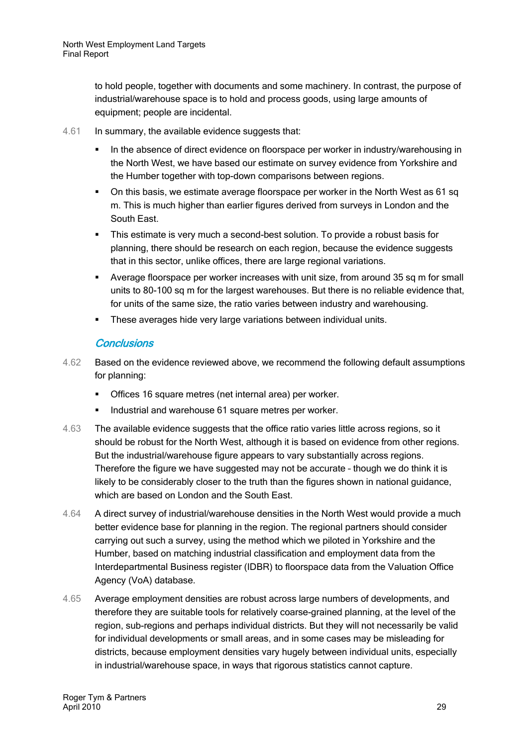to hold people, together with documents and some machinery. In contrast, the purpose of industrial/warehouse space is to hold and process goods, using large amounts of equipment; people are incidental.

4.61 In summary, the available evidence suggests that:

- In the absence of direct evidence on floorspace per worker in industry/warehousing in the North West, we have based our estimate on survey evidence from Yorkshire and the Humber together with top-down comparisons between regions.
- On this basis, we estimate average floorspace per worker in the North West as 61 sq m. This is much higher than earlier figures derived from surveys in London and the South East.
- This estimate is very much a second-best solution. To provide a robust basis for planning, there should be research on each region, because the evidence suggests that in this sector, unlike offices, there are large regional variations.
- Average floorspace per worker increases with unit size, from around 35 sq m for small units to 80-100 sq m for the largest warehouses. But there is no reliable evidence that, for units of the same size, the ratio varies between industry and warehousing.
- These averages hide very large variations between individual units.

### *Conclusions*

4.62 Based on the evidence reviewed above, we recommend the following default assumptions for planning:

- Offices 16 square metres (net internal area) per worker.
- Industrial and warehouse 61 square metres per worker.

4.63 The available evidence suggests that the office ratio varies little across regions, so it should be robust for the North West, although it is based on evidence from other regions. But the industrial/warehouse figure appears to vary substantially across regions. Therefore the figure we have suggested may not be accurate – though we do think it is likely to be considerably closer to the truth than the figures shown in national guidance, which are based on London and the South East.

4.64 A direct survey of industrial/warehouse densities in the North West would provide a much better evidence base for planning in the region. The regional partners should consider carrying out such a survey, using the method which we piloted in Yorkshire and the Humber, based on matching industrial classification and employment data from the Interdepartmental Business register (IDBR) to floorspace data from the Valuation Office Agency (VoA) database.

4.65 Average employment densities are robust across large numbers of developments, and therefore they are suitable tools for relatively coarse-grained planning, at the level of the region, sub-regions and perhaps individual districts. But they will not necessarily be valid for individual developments or small areas, and in some cases may be misleading for districts, because employment densities vary hugely between individual units, especially in industrial/warehouse space, in ways that rigorous statistics cannot capture.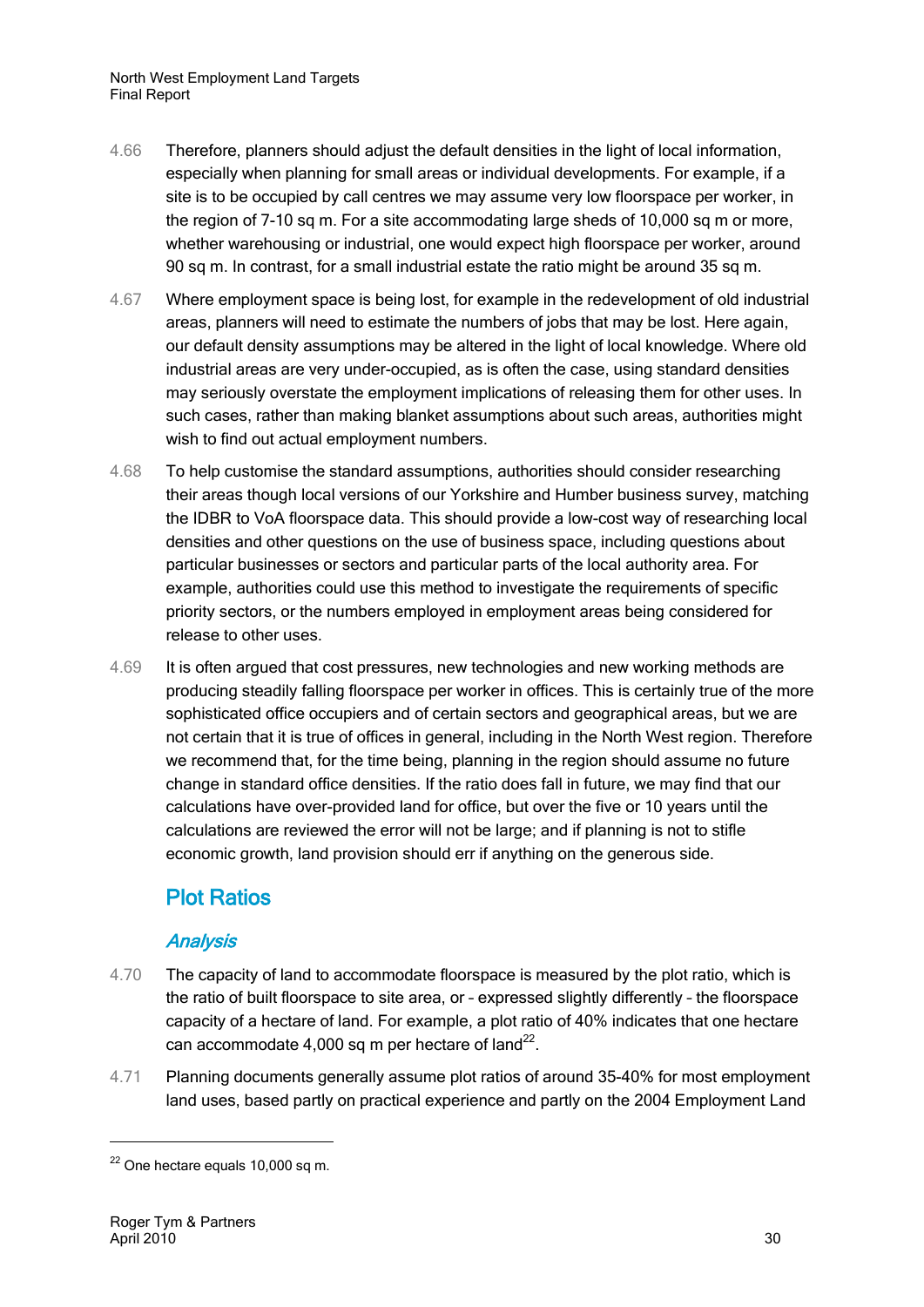4.66 Therefore, planners should adjust the default densities in the light of local information, especially when planning for small areas or individual developments. For example, if a site is to be occupied by call centres we may assume very low floorspace per worker, in the region of 7-10 sq m. For a site accommodating large sheds of 10,000 sq m or more, whether warehousing or industrial, one would expect high floorspace per worker, around 90 sq m. In contrast, for a small industrial estate the ratio might be around 35 sq m.

4.67 Where employment space is being lost, for example in the redevelopment of old industrial areas, planners will need to estimate the numbers of jobs that may be lost. Here again, our default density assumptions may be altered in the light of local knowledge. Where old industrial areas are very under-occupied, as is often the case, using standard densities may seriously overstate the employment implications of releasing them for other uses. In such cases, rather than making blanket assumptions about such areas, authorities might wish to find out actual employment numbers.

4.68 To help customise the standard assumptions, authorities should consider researching their areas though local versions of our Yorkshire and Humber business survey, matching the IDBR to VoA floorspace data. This should provide a low-cost way of researching local densities and other questions on the use of business space, including questions about particular businesses or sectors and particular parts of the local authority area. For example, authorities could use this method to investigate the requirements of specific priority sectors, or the numbers employed in employment areas being considered for release to other uses.

4.69 It is often argued that cost pressures, new technologies and new working methods are producing steadily falling floorspace per worker in offices. This is certainly true of the more sophisticated office occupiers and of certain sectors and geographical areas, but we are not certain that it is true of offices in general, including in the North West region. Therefore we recommend that, for the time being, planning in the region should assume no future change in standard office densities. If the ratio does fall in future, we may find that our calculations have over-provided land for office, but over the five or 10 years until the calculations are reviewed the error will not be large; and if planning is not to stifle economic growth, land provision should err if anything on the generous side.

## Plot Ratios

### *Analysis*

4.70 The capacity of land to accommodate floorspace is measured by the plot ratio, which is the ratio of built floorspace to site area, or – expressed slightly differently – the floorspace capacity of a hectare of land. For example, a plot ratio of 40% indicates that one hectare can accommodate 4,000 sq m per hectare of land[22].

4.71 Planning documents generally assume plot ratios of around 35-40% for most employment land uses, based partly on practical experience and partly on the 2004 Employment Land

[22] One hectare equals 10,000 sq m.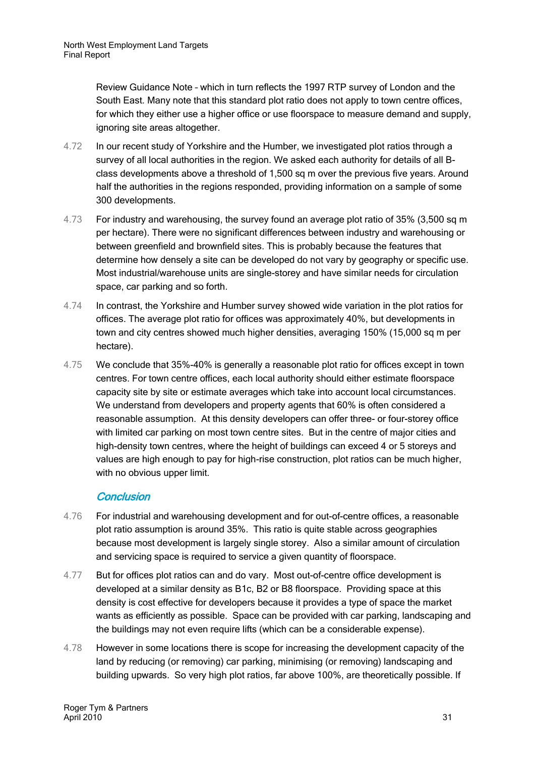Review Guidance Note – which in turn reflects the 1997 RTP survey of London and the South East. Many note that this standard plot ratio does not apply to town centre offices, for which they either use a higher office or use floorspace to measure demand and supply, ignoring site areas altogether.

4.72 In our recent study of Yorkshire and the Humber, we investigated plot ratios through a survey of all local authorities in the region. We asked each authority for details of all B-class developments above a threshold of 1,500 sq m over the previous five years. Around half the authorities in the regions responded, providing information on a sample of some 300 developments.

4.73 For industry and warehousing, the survey found an average plot ratio of 35% (3,500 sq m per hectare). There were no significant differences between industry and warehousing or between greenfield and brownfield sites. This is probably because the features that determine how densely a site can be developed do not vary by geography or specific use. Most industrial/warehouse units are single-storey and have similar needs for circulation space, car parking and so forth.

4.74 In contrast, the Yorkshire and Humber survey showed wide variation in the plot ratios for offices. The average plot ratio for offices was approximately 40%, but developments in town and city centres showed much higher densities, averaging 150% (15,000 sq m per hectare).

4.75 We conclude that 35%-40% is generally a reasonable plot ratio for offices except in town centres. For town centre offices, each local authority should either estimate floorspace capacity site by site or estimate averages which take into account local circumstances. We understand from developers and property agents that 60% is often considered a reasonable assumption. At this density developers can offer three- or four-storey office with limited car parking on most town centre sites. But in the centre of major cities and high-density town centres, where the height of buildings can exceed 4 or 5 storeys and values are high enough to pay for high-rise construction, plot ratios can be much higher, with no obvious upper limit.

### *Conclusion*

4.76 For industrial and warehousing development and for out-of-centre offices, a reasonable plot ratio assumption is around 35%. This ratio is quite stable across geographies because most development is largely single storey. Also a similar amount of circulation and servicing space is required to service a given quantity of floorspace.

4.77 But for offices plot ratios can and do vary. Most out-of-centre office development is developed at a similar density as B1c, B2 or B8 floorspace. Providing space at this density is cost effective for developers because it provides a type of space the market wants as efficiently as possible. Space can be provided with car parking, landscaping and the buildings may not even require lifts (which can be a considerable expense).

4.78 However in some locations there is scope for increasing the development capacity of the land by reducing (or removing) car parking, minimising (or removing) landscaping and building upwards. So very high plot ratios, far above 100%, are theoretically possible. If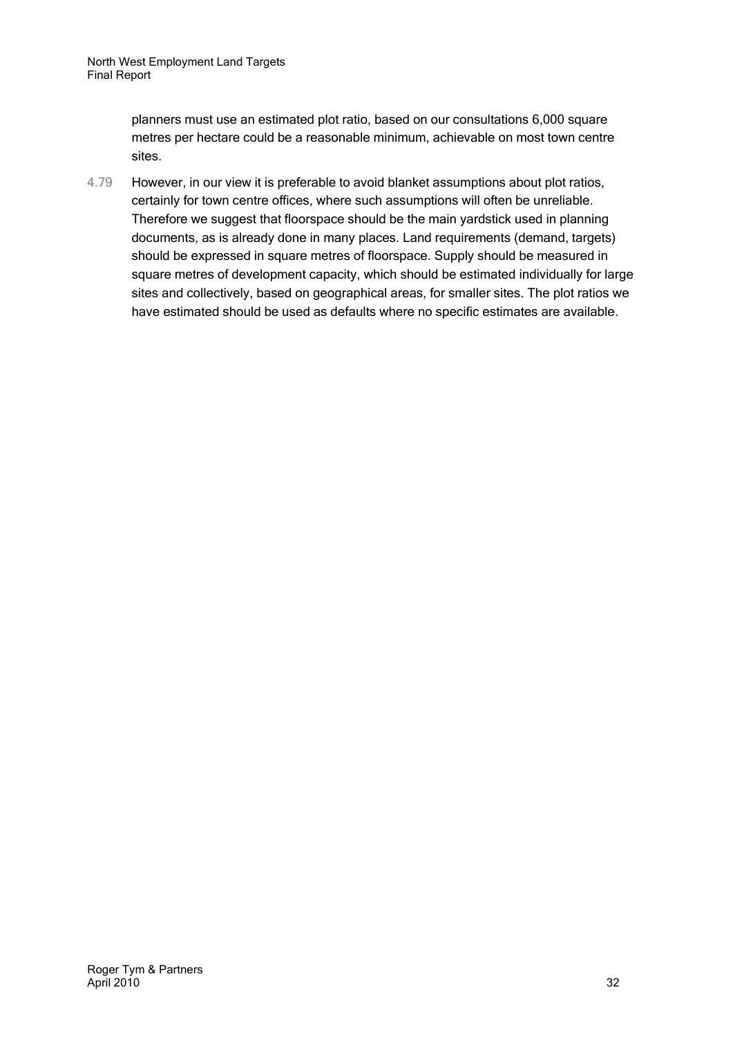planners must use an estimated plot ratio, based on our consultations 6,000 square metres per hectare could be a reasonable minimum, achievable on most town centre sites.

4.79 However, in our view it is preferable to avoid blanket assumptions about plot ratios, certainly for town centre offices, where such assumptions will often be unreliable. Therefore we suggest that floorspace should be the main yardstick used in planning documents, as is already done in many places. Land requirements (demand, targets) should be expressed in square metres of floorspace. Supply should be measured in square metres of development capacity, which should be estimated individually for large sites and collectively, based on geographical areas, for smaller sites. The plot ratios we have estimated should be used as defaults where no specific estimates are available.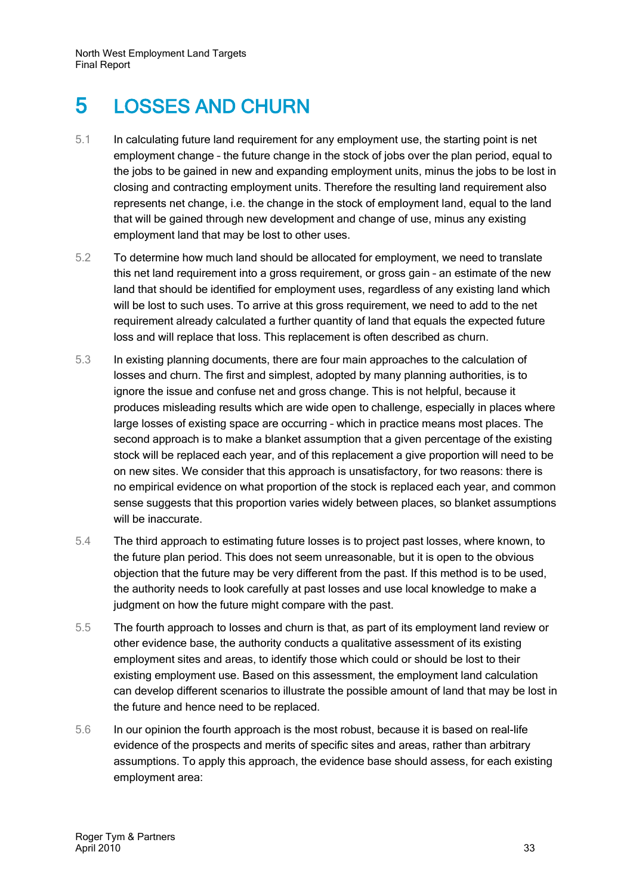# 5 LOSSES AND CHURN

5.1 In calculating future land requirement for any employment use, the starting point is net employment change – the future change in the stock of jobs over the plan period, equal to the jobs to be gained in new and expanding employment units, minus the jobs to be lost in closing and contracting employment units. Therefore the resulting land requirement also represents net change, i.e. the change in the stock of employment land, equal to the land that will be gained through new development and change of use, minus any existing employment land that may be lost to other uses.

5.2 To determine how much land should be allocated for employment, we need to translate this net land requirement into a gross requirement, or gross gain – an estimate of the new land that should be identified for employment uses, regardless of any existing land which will be lost to such uses. To arrive at this gross requirement, we need to add to the net requirement already calculated a further quantity of land that equals the expected future loss and will replace that loss. This replacement is often described as churn.

5.3 In existing planning documents, there are four main approaches to the calculation of losses and churn. The first and simplest, adopted by many planning authorities, is to ignore the issue and confuse net and gross change. This is not helpful, because it produces misleading results which are wide open to challenge, especially in places where large losses of existing space are occurring – which in practice means most places. The second approach is to make a blanket assumption that a given percentage of the existing stock will be replaced each year, and of this replacement a give proportion will need to be on new sites. We consider that this approach is unsatisfactory, for two reasons: there is no empirical evidence on what proportion of the stock is replaced each year, and common sense suggests that this proportion varies widely between places, so blanket assumptions will be inaccurate.

5.4 The third approach to estimating future losses is to project past losses, where known, to the future plan period. This does not seem unreasonable, but it is open to the obvious objection that the future may be very different from the past. If this method is to be used, the authority needs to look carefully at past losses and use local knowledge to make a judgment on how the future might compare with the past.

5.5 The fourth approach to losses and churn is that, as part of its employment land review or other evidence base, the authority conducts a qualitative assessment of its existing employment sites and areas, to identify those which could or should be lost to their existing employment use. Based on this assessment, the employment land calculation can develop different scenarios to illustrate the possible amount of land that may be lost in the future and hence need to be replaced.

5.6 In our opinion the fourth approach is the most robust, because it is based on real-life evidence of the prospects and merits of specific sites and areas, rather than arbitrary assumptions. To apply this approach, the evidence base should assess, for each existing employment area: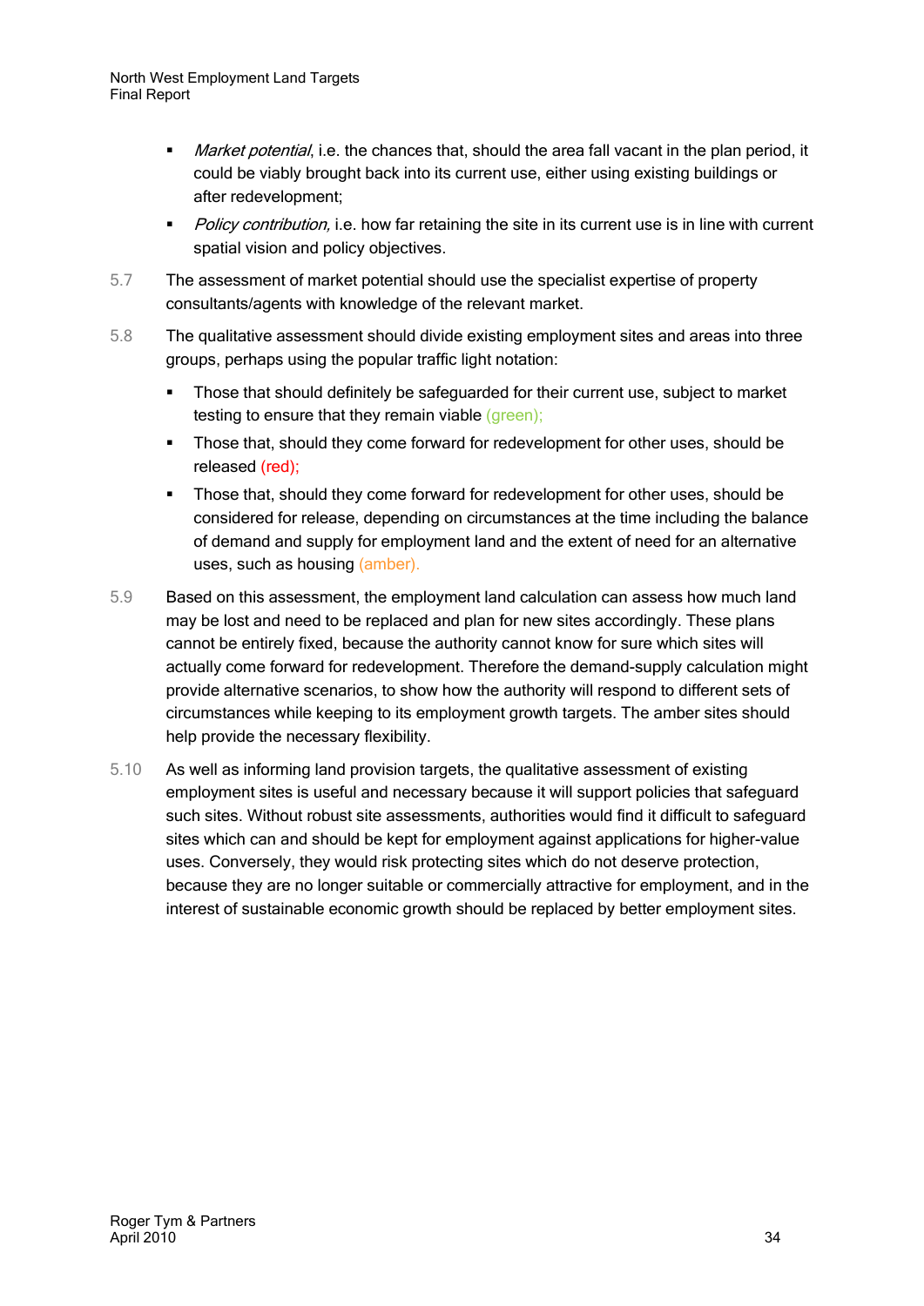- *Market potential*, i.e. the chances that, should the area fall vacant in the plan period, it could be viably brought back into its current use, either using existing buildings or after redevelopment;
- *Policy contribution,* i.e. how far retaining the site in its current use is in line with current spatial vision and policy objectives.

5.7 The assessment of market potential should use the specialist expertise of property consultants/agents with knowledge of the relevant market.

5.8 The qualitative assessment should divide existing employment sites and areas into three groups, perhaps using the popular traffic light notation:

- Those that should definitely be safeguarded for their current use, subject to market testing to ensure that they remain viable (green);
- Those that, should they come forward for redevelopment for other uses, should be released (red);
- Those that, should they come forward for redevelopment for other uses, should be considered for release, depending on circumstances at the time including the balance of demand and supply for employment land and the extent of need for an alternative uses, such as housing (amber).

5.9 Based on this assessment, the employment land calculation can assess how much land may be lost and need to be replaced and plan for new sites accordingly. These plans cannot be entirely fixed, because the authority cannot know for sure which sites will actually come forward for redevelopment. Therefore the demand-supply calculation might provide alternative scenarios, to show how the authority will respond to different sets of circumstances while keeping to its employment growth targets. The amber sites should help provide the necessary flexibility.

5.10 As well as informing land provision targets, the qualitative assessment of existing employment sites is useful and necessary because it will support policies that safeguard such sites. Without robust site assessments, authorities would find it difficult to safeguard sites which can and should be kept for employment against applications for higher-value uses. Conversely, they would risk protecting sites which do not deserve protection, because they are no longer suitable or commercially attractive for employment, and in the interest of sustainable economic growth should be replaced by better employment sites.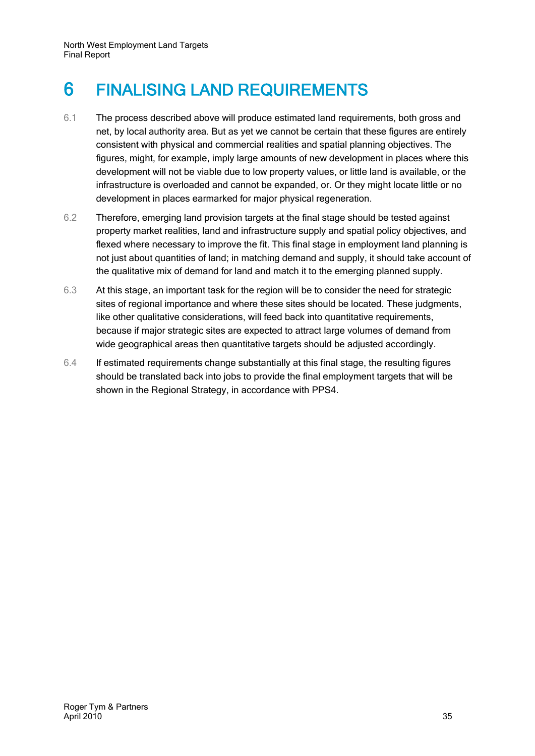# 6 FINALISING LAND REQUIREMENTS

6.1 The process described above will produce estimated land requirements, both gross and net, by local authority area. But as yet we cannot be certain that these figures are entirely consistent with physical and commercial realities and spatial planning objectives. The figures, might, for example, imply large amounts of new development in places where this development will not be viable due to low property values, or little land is available, or the infrastructure is overloaded and cannot be expanded, or. Or they might locate little or no development in places earmarked for major physical regeneration.

6.2 Therefore, emerging land provision targets at the final stage should be tested against property market realities, land and infrastructure supply and spatial policy objectives, and flexed where necessary to improve the fit. This final stage in employment land planning is not just about quantities of land; in matching demand and supply, it should take account of the qualitative mix of demand for land and match it to the emerging planned supply.

6.3 At this stage, an important task for the region will be to consider the need for strategic sites of regional importance and where these sites should be located. These judgments, like other qualitative considerations, will feed back into quantitative requirements, because if major strategic sites are expected to attract large volumes of demand from wide geographical areas then quantitative targets should be adjusted accordingly.

6.4 If estimated requirements change substantially at this final stage, the resulting figures should be translated back into jobs to provide the final employment targets that will be shown in the Regional Strategy, in accordance with PPS4.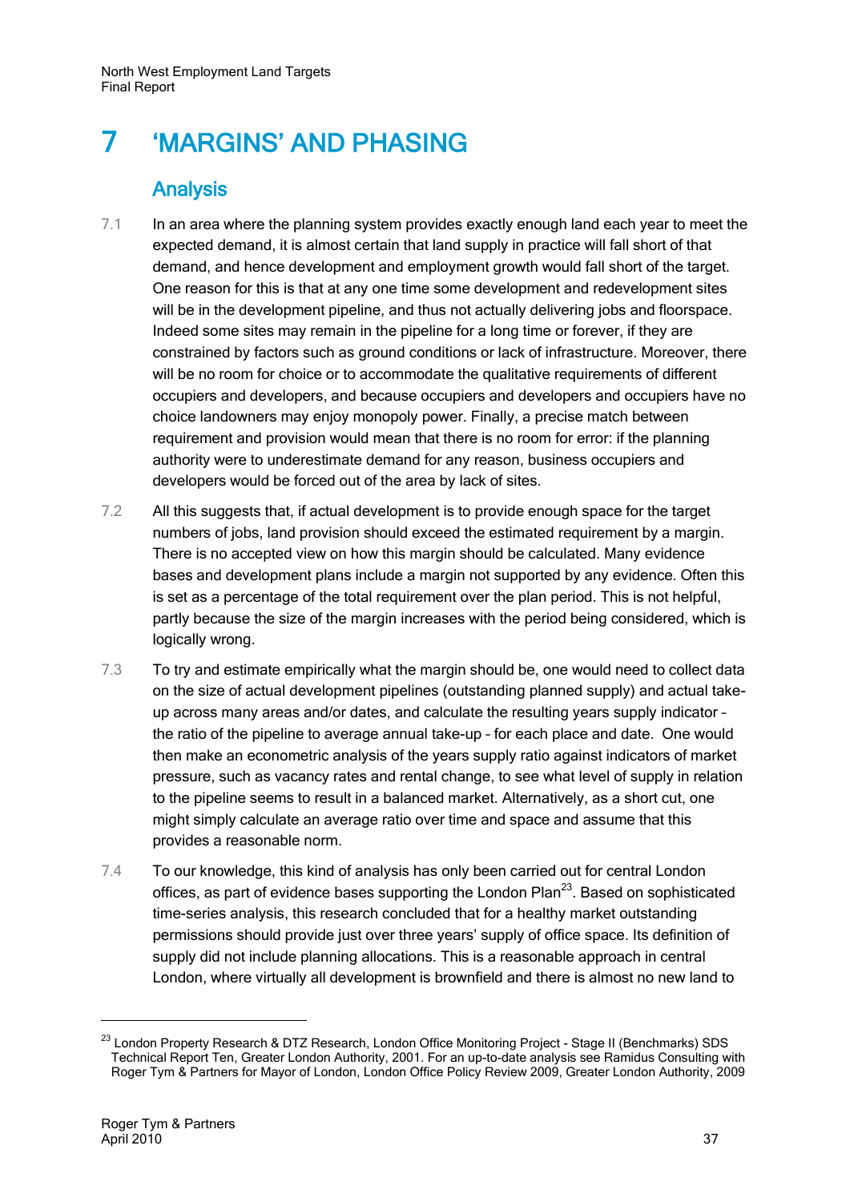# 7 'MARGINS' AND PHASING

## Analysis

7.1 In an area where the planning system provides exactly enough land each year to meet the expected demand, it is almost certain that land supply in practice will fall short of that demand, and hence development and employment growth would fall short of the target. One reason for this is that at any one time some development and redevelopment sites will be in the development pipeline, and thus not actually delivering jobs and floorspace. Indeed some sites may remain in the pipeline for a long time or forever, if they are constrained by factors such as ground conditions or lack of infrastructure. Moreover, there will be no room for choice or to accommodate the qualitative requirements of different occupiers and developers, and because occupiers and developers and occupiers have no choice landowners may enjoy monopoly power. Finally, a precise match between requirement and provision would mean that there is no room for error: if the planning authority were to underestimate demand for any reason, business occupiers and developers would be forced out of the area by lack of sites.

7.2 All this suggests that, if actual development is to provide enough space for the target numbers of jobs, land provision should exceed the estimated requirement by a margin. There is no accepted view on how this margin should be calculated. Many evidence bases and development plans include a margin not supported by any evidence. Often this is set as a percentage of the total requirement over the plan period. This is not helpful, partly because the size of the margin increases with the period being considered, which is logically wrong.

7.3 To try and estimate empirically what the margin should be, one would need to collect data on the size of actual development pipelines (outstanding planned supply) and actual take-up across many areas and/or dates, and calculate the resulting years supply indicator – the ratio of the pipeline to average annual take-up – for each place and date. One would then make an econometric analysis of the years supply ratio against indicators of market pressure, such as vacancy rates and rental change, to see what level of supply in relation to the pipeline seems to result in a balanced market. Alternatively, as a short cut, one might simply calculate an average ratio over time and space and assume that this provides a reasonable norm.

7.4 To our knowledge, this kind of analysis has only been carried out for central London offices, as part of evidence bases supporting the London Plan[23]. Based on sophisticated time-series analysis, this research concluded that for a healthy market outstanding permissions should provide just over three years' supply of office space. Its definition of supply did not include planning allocations. This is a reasonable approach in central London, where virtually all development is brownfield and there is almost no new land to

[23] London Property Research & DTZ Research, London Office Monitoring Project - Stage II (Benchmarks) SDS Technical Report Ten, Greater London Authority, 2001. For an up-to-date analysis see Ramidus Consulting with Roger Tym & Partners for Mayor of London, London Office Policy Review 2009, Greater London Authority, 2009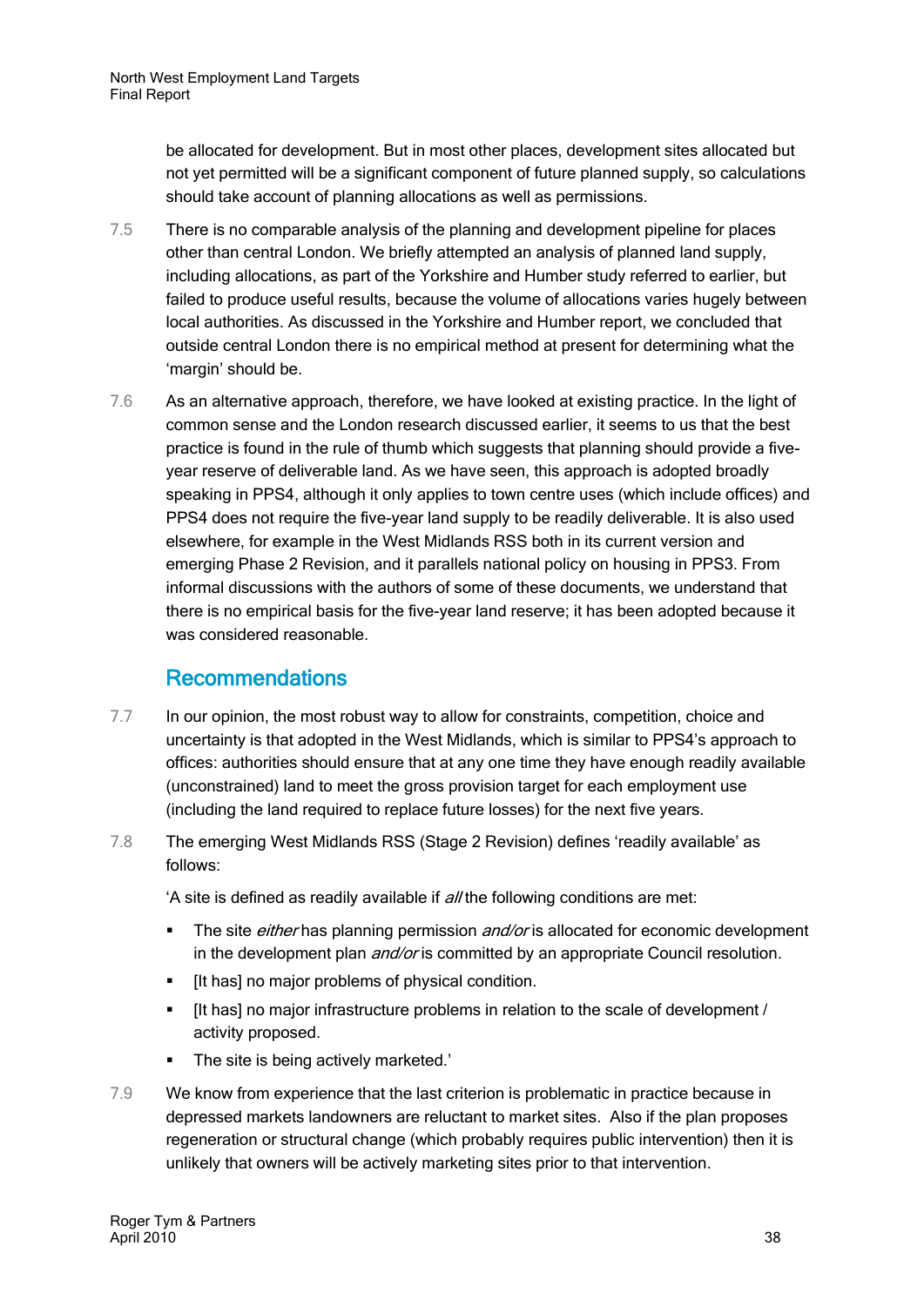be allocated for development. But in most other places, development sites allocated but not yet permitted will be a significant component of future planned supply, so calculations should take account of planning allocations as well as permissions.

7.5 There is no comparable analysis of the planning and development pipeline for places other than central London. We briefly attempted an analysis of planned land supply, including allocations, as part of the Yorkshire and Humber study referred to earlier, but failed to produce useful results, because the volume of allocations varies hugely between local authorities. As discussed in the Yorkshire and Humber report, we concluded that outside central London there is no empirical method at present for determining what the 'margin' should be.

7.6 As an alternative approach, therefore, we have looked at existing practice. In the light of common sense and the London research discussed earlier, it seems to us that the best practice is found in the rule of thumb which suggests that planning should provide a five-year reserve of deliverable land. As we have seen, this approach is adopted broadly speaking in PPS4, although it only applies to town centre uses (which include offices) and PPS4 does not require the five-year land supply to be readily deliverable. It is also used elsewhere, for example in the West Midlands RSS both in its current version and emerging Phase 2 Revision, and it parallels national policy on housing in PPS3. From informal discussions with the authors of some of these documents, we understand that there is no empirical basis for the five-year land reserve; it has been adopted because it was considered reasonable.

## Recommendations

7.7 In our opinion, the most robust way to allow for constraints, competition, choice and uncertainty is that adopted in the West Midlands, which is similar to PPS4's approach to offices: authorities should ensure that at any one time they have enough readily available (unconstrained) land to meet the gross provision target for each employment use (including the land required to replace future losses) for the next five years.

7.8 The emerging West Midlands RSS (Stage 2 Revision) defines 'readily available' as follows:

'A site is defined as readily available if *all* the following conditions are met:

- The site *either* has planning permission *and/or* is allocated for economic development in the development plan *and/or* is committed by an appropriate Council resolution.
- [It has] no major problems of physical condition.
- [It has] no major infrastructure problems in relation to the scale of development / activity proposed.
- The site is being actively marketed.'

7.9 We know from experience that the last criterion is problematic in practice because in depressed markets landowners are reluctant to market sites. Also if the plan proposes regeneration or structural change (which probably requires public intervention) then it is unlikely that owners will be actively marketing sites prior to that intervention.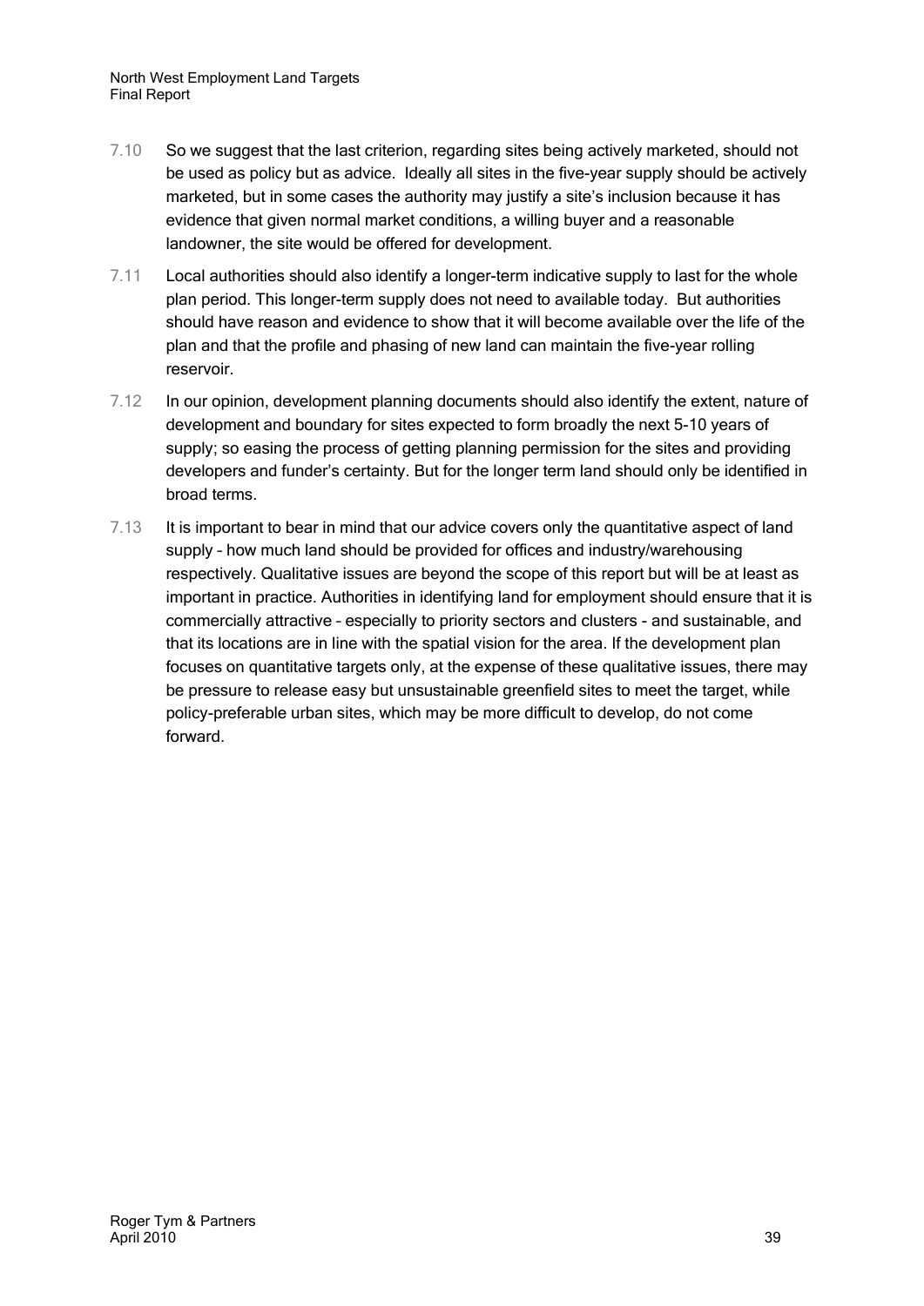7.10 So we suggest that the last criterion, regarding sites being actively marketed, should not be used as policy but as advice. Ideally all sites in the five-year supply should be actively marketed, but in some cases the authority may justify a site's inclusion because it has evidence that given normal market conditions, a willing buyer and a reasonable landowner, the site would be offered for development.

7.11 Local authorities should also identify a longer-term indicative supply to last for the whole plan period. This longer-term supply does not need to available today. But authorities should have reason and evidence to show that it will become available over the life of the plan and that the profile and phasing of new land can maintain the five-year rolling reservoir.

7.12 In our opinion, development planning documents should also identify the extent, nature of development and boundary for sites expected to form broadly the next 5-10 years of supply; so easing the process of getting planning permission for the sites and providing developers and funder's certainty. But for the longer term land should only be identified in broad terms.

7.13 It is important to bear in mind that our advice covers only the quantitative aspect of land supply – how much land should be provided for offices and industry/warehousing respectively. Qualitative issues are beyond the scope of this report but will be at least as important in practice. Authorities in identifying land for employment should ensure that it is commercially attractive – especially to priority sectors and clusters - and sustainable, and that its locations are in line with the spatial vision for the area. If the development plan focuses on quantitative targets only, at the expense of these qualitative issues, there may be pressure to release easy but unsustainable greenfield sites to meet the target, while policy-preferable urban sites, which may be more difficult to develop, do not come forward.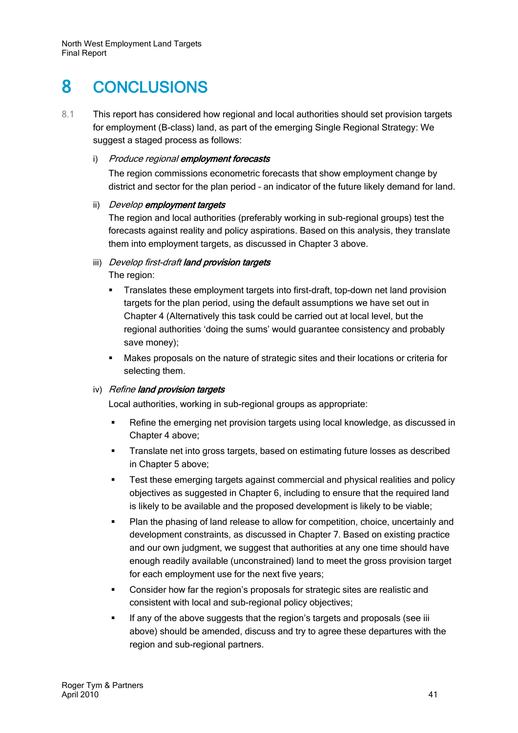# 8 CONCLUSIONS

8.1 This report has considered how regional and local authorities should set provision targets for employment (B-class) land, as part of the emerging Single Regional Strategy: We suggest a staged process as follows:

i) *Produce regional* ***employment forecasts***

The region commissions econometric forecasts that show employment change by district and sector for the plan period – an indicator of the future likely demand for land.

ii) *Develop* ***employment targets***

The region and local authorities (preferably working in sub-regional groups) test the forecasts against reality and policy aspirations. Based on this analysis, they translate them into employment targets, as discussed in Chapter 3 above.

iii) *Develop first-draft* ***land provision targets***

The region:

- Translates these employment targets into first-draft, top-down net land provision targets for the plan period, using the default assumptions we have set out in Chapter 4 (Alternatively this task could be carried out at local level, but the regional authorities 'doing the sums' would guarantee consistency and probably save money);
- Makes proposals on the nature of strategic sites and their locations or criteria for selecting them.

iv) *Refine* ***land provision targets***

Local authorities, working in sub-regional groups as appropriate:

- Refine the emerging net provision targets using local knowledge, as discussed in Chapter 4 above;
- Translate net into gross targets, based on estimating future losses as described in Chapter 5 above;
- Test these emerging targets against commercial and physical realities and policy objectives as suggested in Chapter 6, including to ensure that the required land is likely to be available and the proposed development is likely to be viable;
- Plan the phasing of land release to allow for competition, choice, uncertainly and development constraints, as discussed in Chapter 7. Based on existing practice and our own judgment, we suggest that authorities at any one time should have enough readily available (unconstrained) land to meet the gross provision target for each employment use for the next five years;
- Consider how far the region's proposals for strategic sites are realistic and consistent with local and sub-regional policy objectives;
- If any of the above suggests that the region's targets and proposals (see iii above) should be amended, discuss and try to agree these departures with the region and sub-regional partners.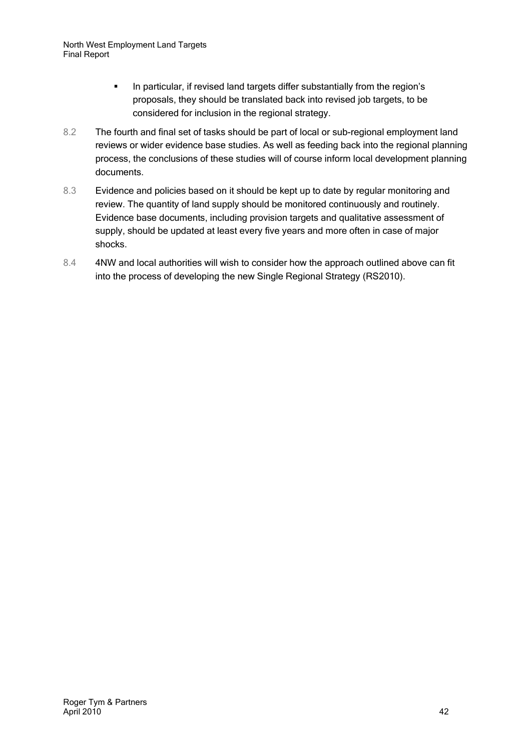- In particular, if revised land targets differ substantially from the region's proposals, they should be translated back into revised job targets, to be considered for inclusion in the regional strategy.

8.2 The fourth and final set of tasks should be part of local or sub-regional employment land reviews or wider evidence base studies. As well as feeding back into the regional planning process, the conclusions of these studies will of course inform local development planning documents.

8.3 Evidence and policies based on it should be kept up to date by regular monitoring and review. The quantity of land supply should be monitored continuously and routinely. Evidence base documents, including provision targets and qualitative assessment of supply, should be updated at least every five years and more often in case of major shocks.

8.4 4NW and local authorities will wish to consider how the approach outlined above can fit into the process of developing the new Single Regional Strategy (RS2010).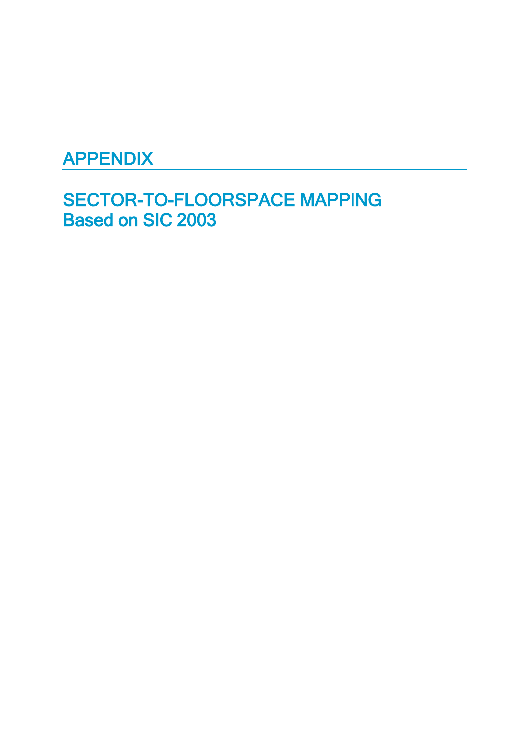# APPENDIX

## SECTOR-TO-FLOORSPACE MAPPING
## Based on SIC 2003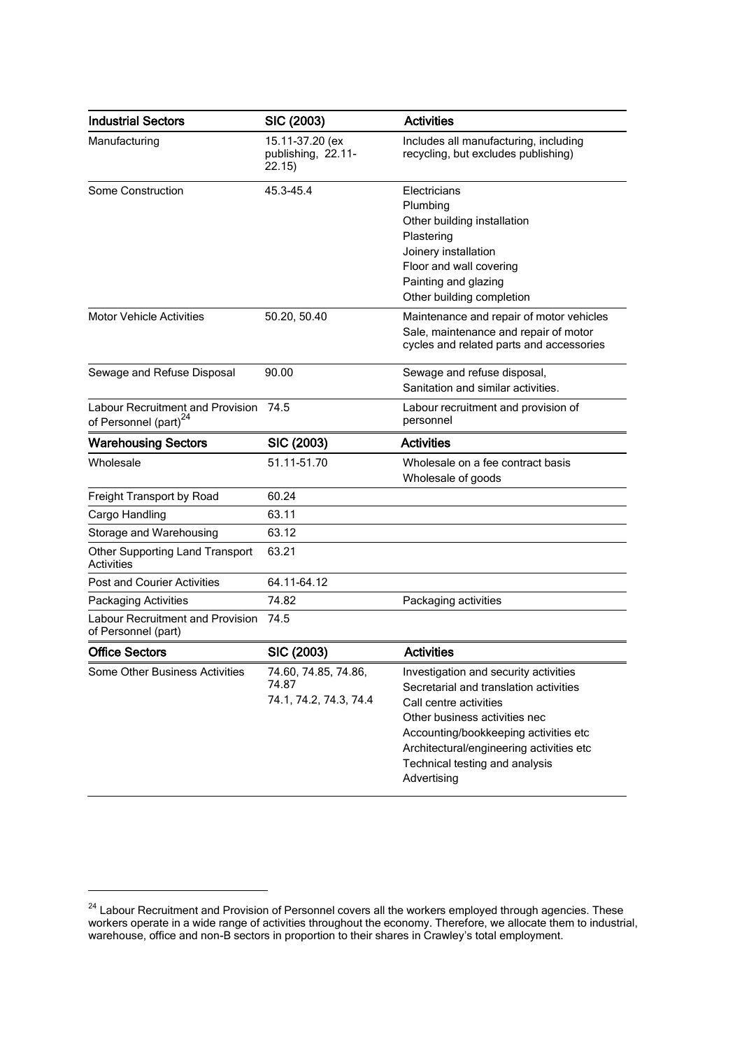| Industrial Sectors | SIC (2003) | Activities |
|---|---|---|
| Manufacturing | 15.11-37.20 (ex publishing, 22.11-22.15) | Includes all manufacturing, including recycling, but excludes publishing) |
| Some Construction | 45.3-45.4 | Electricians<br>Plumbing<br>Other building installation<br>Plastering<br>Joinery installation<br>Floor and wall covering<br>Painting and glazing<br>Other building completion |
| Motor Vehicle Activities | 50.20, 50.40 | Maintenance and repair of motor vehicles<br>Sale, maintenance and repair of motor cycles and related parts and accessories |
| Sewage and Refuse Disposal | 90.00 | Sewage and refuse disposal,<br>Sanitation and similar activities. |
| Labour Recruitment and Provision of Personnel (part)[24] | 74.5 | Labour recruitment and provision of personnel |
| **Warehousing Sectors** | **SIC (2003)** | **Activities** |
| Wholesale | 51.11-51.70 | Wholesale on a fee contract basis<br>Wholesale of goods |
| Freight Transport by Road | 60.24 | |
| Cargo Handling | 63.11 | |
| Storage and Warehousing | 63.12 | |
| Other Supporting Land Transport Activities | 63.21 | |
| Post and Courier Activities | 64.11-64.12 | |
| Packaging Activities | 74.82 | Packaging activities |
| Labour Recruitment and Provision of Personnel (part) | 74.5 | |
| **Office Sectors** | **SIC (2003)** | **Activities** |
| Some Other Business Activities | 74.60, 74.85, 74.86, 74.87<br>74.1, 74.2, 74.3, 74.4 | Investigation and security activities<br>Secretarial and translation activities<br>Call centre activities<br>Other business activities nec<br>Accounting/bookkeeping activities etc<br>Architectural/engineering activities etc<br>Technical testing and analysis<br>Advertising |

[24] Labour Recruitment and Provision of Personnel covers all the workers employed through agencies. These workers operate in a wide range of activities throughout the economy. Therefore, we allocate them to industrial, warehouse, office and non-B sectors in proportion to their shares in Crawley's total employment.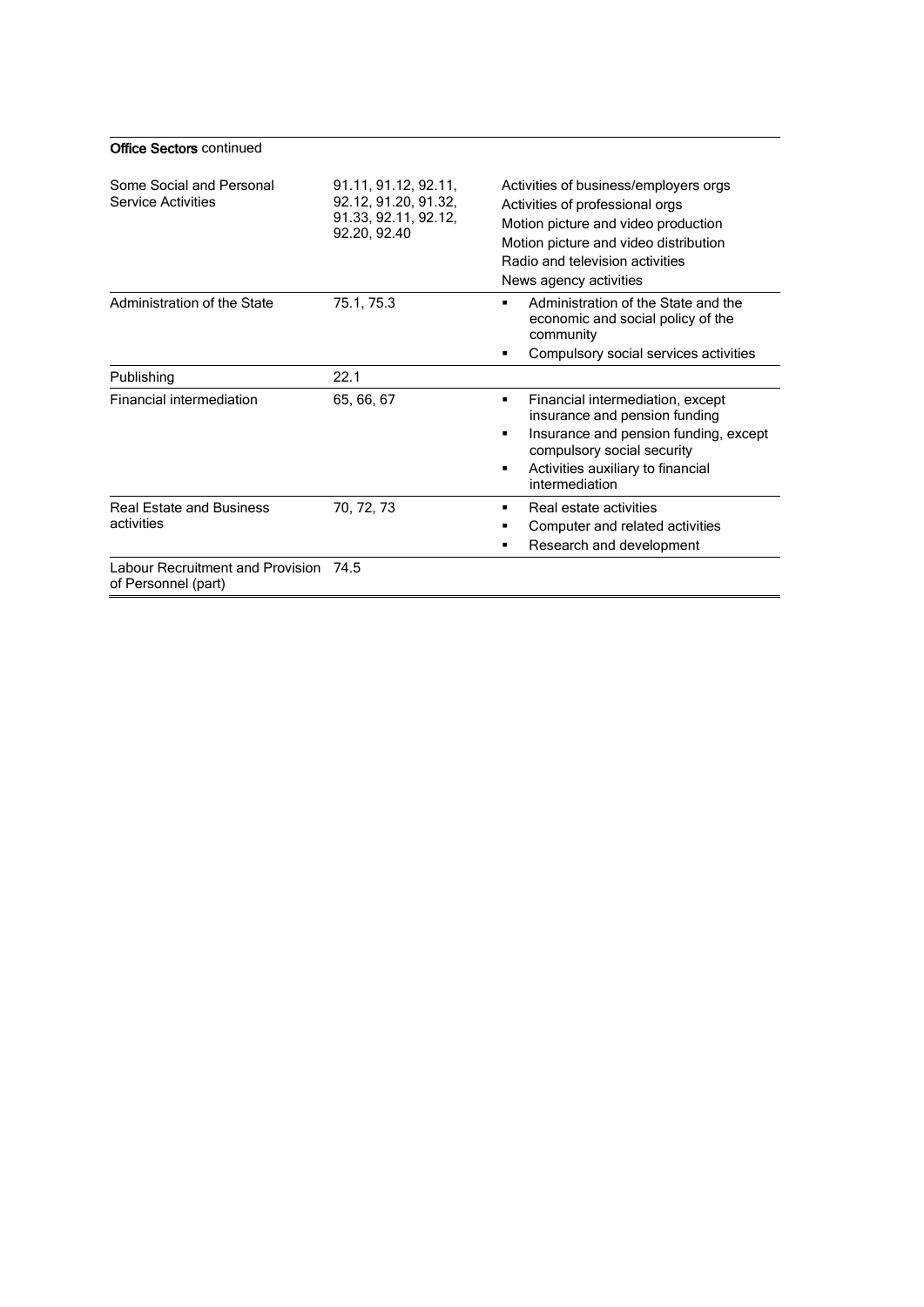**Office Sectors** continued

| | | |
|---|---|---|
| Some Social and Personal Service Activities | 91.11, 91.12, 92.11, 92.12, 91.20, 91.32, 91.33, 92.11, 92.12, 92.20, 92.40 | Activities of business/employers orgs<br>Activities of professional orgs<br>Motion picture and video production<br>Motion picture and video distribution<br>Radio and television activities<br>News agency activities |
| Administration of the State | 75.1, 75.3 | ▪ Administration of the State and the economic and social policy of the community<br>▪ Compulsory social services activities |
| Publishing | 22.1 | |
| Financial intermediation | 65, 66, 67 | ▪ Financial intermediation, except insurance and pension funding<br>▪ Insurance and pension funding, except compulsory social security<br>▪ Activities auxiliary to financial intermediation |
| Real Estate and Business activities | 70, 72, 73 | ▪ Real estate activities<br>▪ Computer and related activities<br>▪ Research and development |
| Labour Recruitment and Provision of Personnel (part) | 74.5 | |